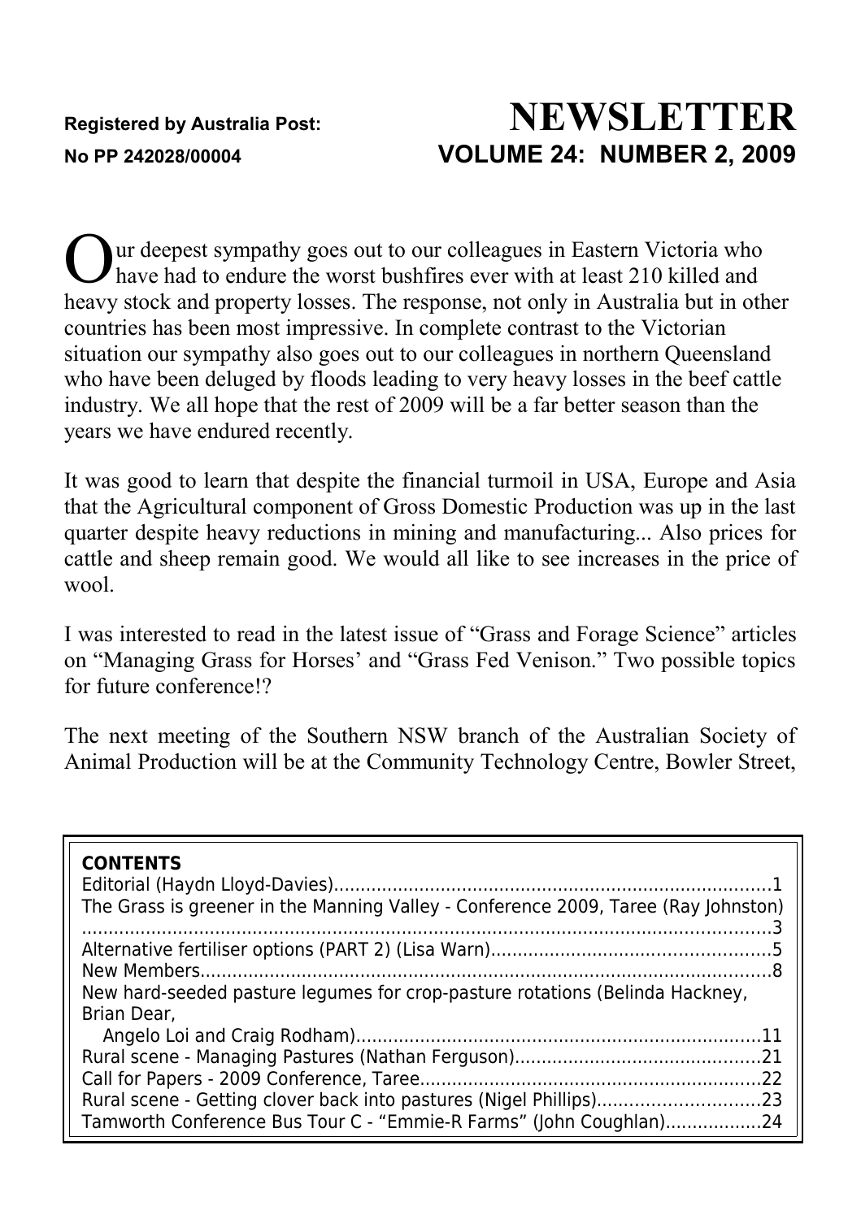Registered by Australia Post:
No PP 242028/00004

# NEWSLETTER

## VOLUME 24: NUMBER 2, 2009

Our deepest sympathy goes out to our colleagues in Eastern Victoria who have had to endure the worst bushfires ever with at least 210 killed and heavy stock and property losses. The response, not only in Australia but in other countries has been most impressive. In complete contrast to the Victorian situation our sympathy also goes out to our colleagues in northern Queensland who have been deluged by floods leading to very heavy losses in the beef cattle industry. We all hope that the rest of 2009 will be a far better season than the years we have endured recently.

It was good to learn that despite the financial turmoil in USA, Europe and Asia that the Agricultural component of Gross Domestic Production was up in the last quarter despite heavy reductions in mining and manufacturing... Also prices for cattle and sheep remain good. We would all like to see increases in the price of wool.

I was interested to read in the latest issue of "Grass and Forage Science" articles on "Managing Grass for Horses' and "Grass Fed Venison." Two possible topics for future conference!?

The next meeting of the Southern NSW branch of the Australian Society of Animal Production will be at the Community Technology Centre, Bowler Street,

**CONTENTS**

Editorial (Haydn Lloyd-Davies)....................1
The Grass is greener in the Manning Valley - Conference 2009, Taree (Ray Johnston)....................3
Alternative fertiliser options (PART 2) (Lisa Warn)....................5
New Members....................8
New hard-seeded pasture legumes for crop-pasture rotations (Belinda Hackney, Brian Dear, Angelo Loi and Craig Rodham)....................11
Rural scene - Managing Pastures (Nathan Ferguson)....................21
Call for Papers - 2009 Conference, Taree....................22
Rural scene - Getting clover back into pastures (Nigel Phillips)....................23
Tamworth Conference Bus Tour C - "Emmie-R Farms" (John Coughlan)....................24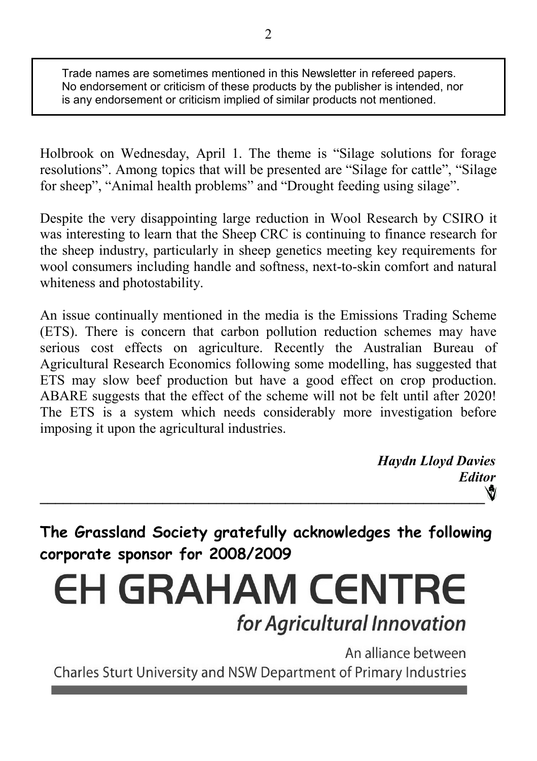Trade names are sometimes mentioned in this Newsletter in refereed papers. No endorsement or criticism of these products by the publisher is intended, nor is any endorsement or criticism implied of similar products not mentioned.

Holbrook on Wednesday, April 1. The theme is "Silage solutions for forage resolutions". Among topics that will be presented are "Silage for cattle", "Silage for sheep", "Animal health problems" and "Drought feeding using silage".

Despite the very disappointing large reduction in Wool Research by CSIRO it was interesting to learn that the Sheep CRC is continuing to finance research for the sheep industry, particularly in sheep genetics meeting key requirements for wool consumers including handle and softness, next-to-skin comfort and natural whiteness and photostability.

An issue continually mentioned in the media is the Emissions Trading Scheme (ETS). There is concern that carbon pollution reduction schemes may have serious cost effects on agriculture. Recently the Australian Bureau of Agricultural Research Economics following some modelling, has suggested that ETS may slow beef production but have a good effect on crop production. ABARE suggests that the effect of the scheme will not be felt until after 2020! The ETS is a system which needs considerably more investigation before imposing it upon the agricultural industries.

***Haydn Lloyd Davies***
***Editor***

---

**The Grassland Society gratefully acknowledges the following corporate sponsor for 2008/2009**

# EH GRAHAM CENTRE

*for Agricultural Innovation*

An alliance between
Charles Sturt University and NSW Department of Primary Industries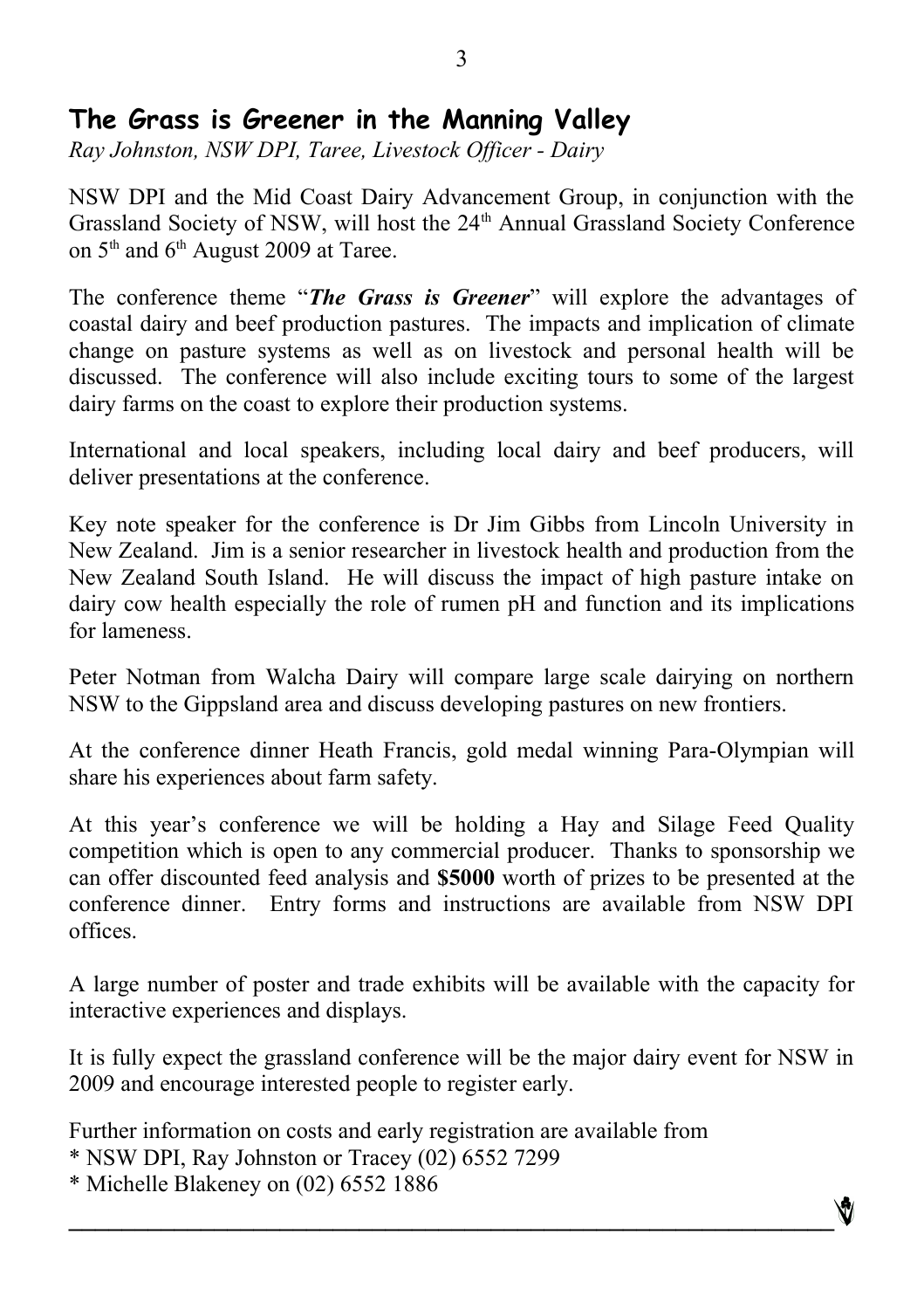## The Grass is Greener in the Manning Valley

*Ray Johnston, NSW DPI, Taree, Livestock Officer - Dairy*

NSW DPI and the Mid Coast Dairy Advancement Group, in conjunction with the Grassland Society of NSW, will host the 24th Annual Grassland Society Conference on 5th and 6th August 2009 at Taree.

The conference theme "***The Grass is Greener***" will explore the advantages of coastal dairy and beef production pastures. The impacts and implication of climate change on pasture systems as well as on livestock and personal health will be discussed. The conference will also include exciting tours to some of the largest dairy farms on the coast to explore their production systems.

International and local speakers, including local dairy and beef producers, will deliver presentations at the conference.

Key note speaker for the conference is Dr Jim Gibbs from Lincoln University in New Zealand. Jim is a senior researcher in livestock health and production from the New Zealand South Island. He will discuss the impact of high pasture intake on dairy cow health especially the role of rumen pH and function and its implications for lameness.

Peter Notman from Walcha Dairy will compare large scale dairying on northern NSW to the Gippsland area and discuss developing pastures on new frontiers.

At the conference dinner Heath Francis, gold medal winning Para-Olympian will share his experiences about farm safety.

At this year's conference we will be holding a Hay and Silage Feed Quality competition which is open to any commercial producer. Thanks to sponsorship we can offer discounted feed analysis and **$5000** worth of prizes to be presented at the conference dinner. Entry forms and instructions are available from NSW DPI offices.

A large number of poster and trade exhibits will be available with the capacity for interactive experiences and displays.

It is fully expect the grassland conference will be the major dairy event for NSW in 2009 and encourage interested people to register early.

Further information on costs and early registration are available from
* NSW DPI, Ray Johnston or Tracey (02) 6552 7299
* Michelle Blakeney on (02) 6552 1886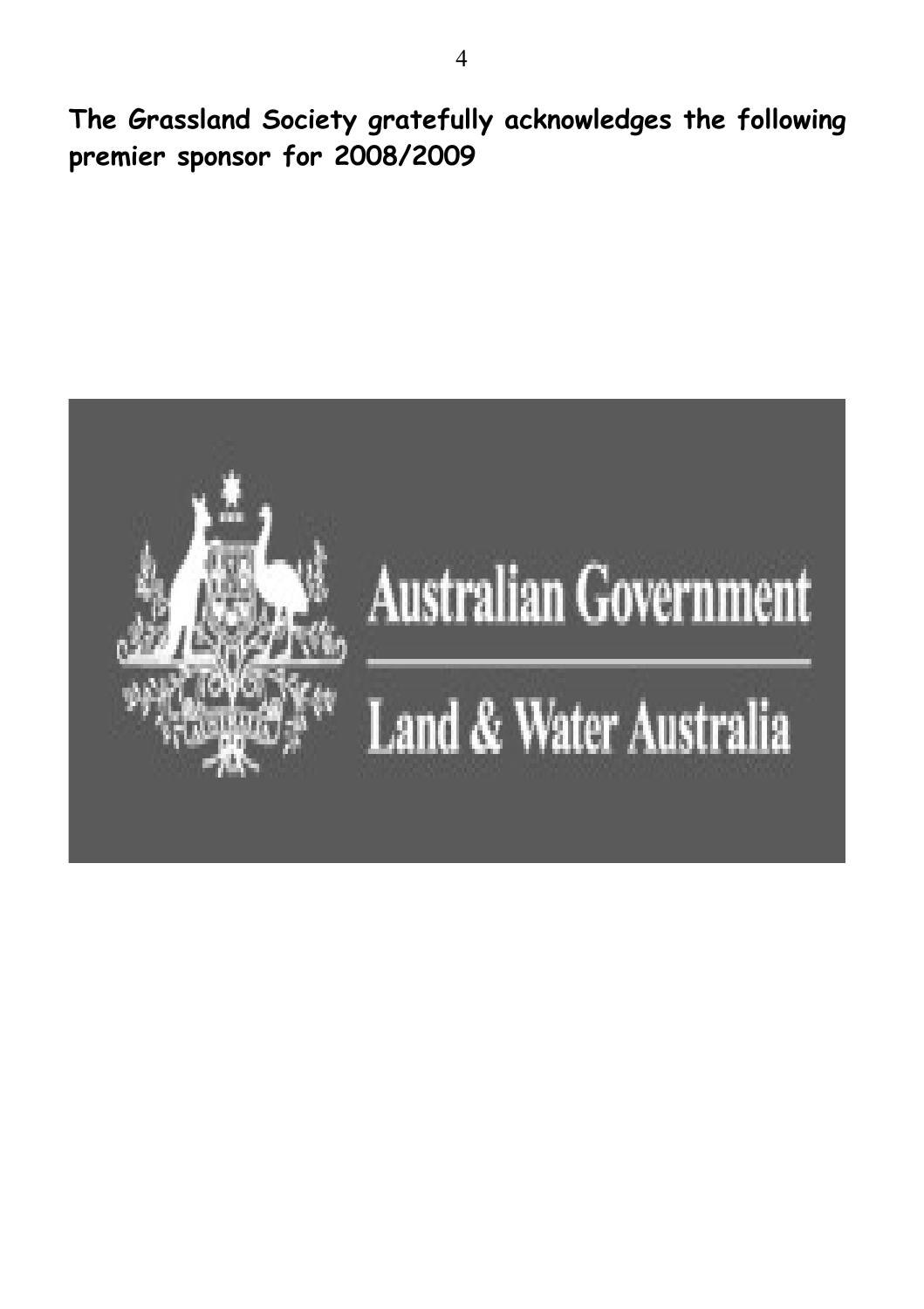**The Grassland Society gratefully acknowledges the following premier sponsor for 2008/2009**

Australian Government

Land & Water Australia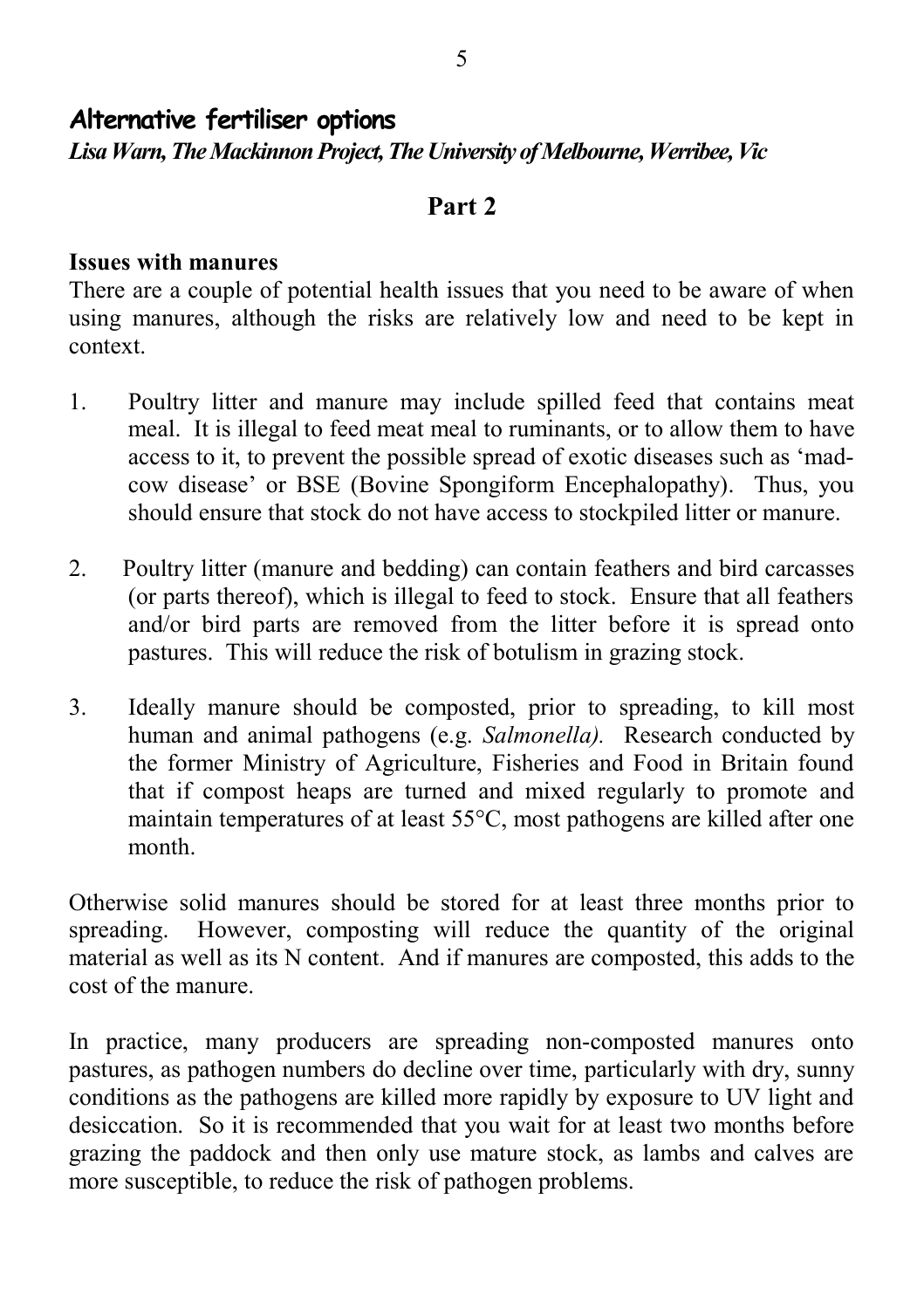## Alternative fertiliser options

***Lisa Warn, The Mackinnon Project, The University of Melbourne, Werribee, Vic***

### Part 2

**Issues with manures**

There are a couple of potential health issues that you need to be aware of when using manures, although the risks are relatively low and need to be kept in context.

1. Poultry litter and manure may include spilled feed that contains meat meal. It is illegal to feed meat meal to ruminants, or to allow them to have access to it, to prevent the possible spread of exotic diseases such as 'mad-cow disease' or BSE (Bovine Spongiform Encephalopathy). Thus, you should ensure that stock do not have access to stockpiled litter or manure.

2. Poultry litter (manure and bedding) can contain feathers and bird carcasses (or parts thereof), which is illegal to feed to stock. Ensure that all feathers and/or bird parts are removed from the litter before it is spread onto pastures. This will reduce the risk of botulism in grazing stock.

3. Ideally manure should be composted, prior to spreading, to kill most human and animal pathogens (e.g. *Salmonella).* Research conducted by the former Ministry of Agriculture, Fisheries and Food in Britain found that if compost heaps are turned and mixed regularly to promote and maintain temperatures of at least 55°C, most pathogens are killed after one month.

Otherwise solid manures should be stored for at least three months prior to spreading. However, composting will reduce the quantity of the original material as well as its N content. And if manures are composted, this adds to the cost of the manure.

In practice, many producers are spreading non-composted manures onto pastures, as pathogen numbers do decline over time, particularly with dry, sunny conditions as the pathogens are killed more rapidly by exposure to UV light and desiccation. So it is recommended that you wait for at least two months before grazing the paddock and then only use mature stock, as lambs and calves are more susceptible, to reduce the risk of pathogen problems.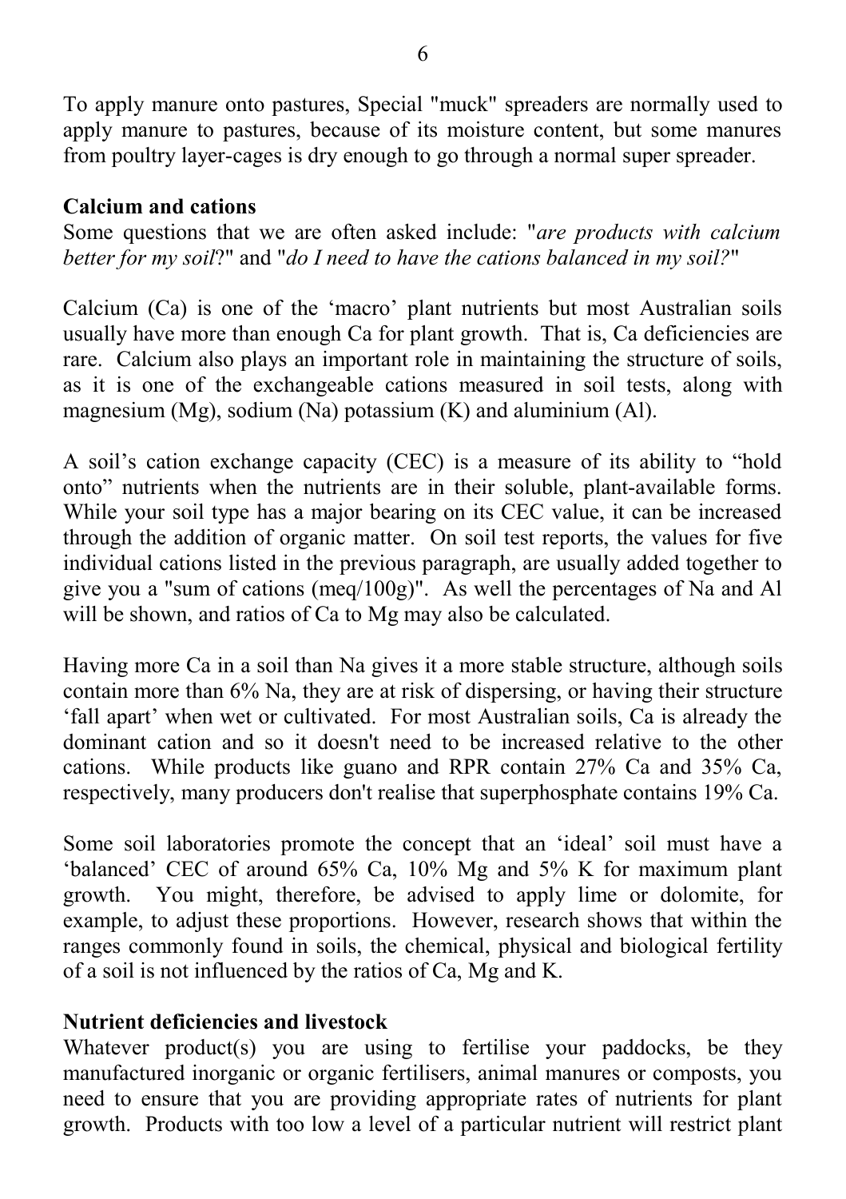To apply manure onto pastures, Special "muck" spreaders are normally used to apply manure to pastures, because of its moisture content, but some manures from poultry layer-cages is dry enough to go through a normal super spreader.

**Calcium and cations**

Some questions that we are often asked include: "*are products with calcium better for my soil*?" and "*do I need to have the cations balanced in my soil?*"

Calcium (Ca) is one of the 'macro' plant nutrients but most Australian soils usually have more than enough Ca for plant growth. That is, Ca deficiencies are rare. Calcium also plays an important role in maintaining the structure of soils, as it is one of the exchangeable cations measured in soil tests, along with magnesium (Mg), sodium (Na) potassium (K) and aluminium (Al).

A soil's cation exchange capacity (CEC) is a measure of its ability to "hold onto" nutrients when the nutrients are in their soluble, plant-available forms. While your soil type has a major bearing on its CEC value, it can be increased through the addition of organic matter. On soil test reports, the values for five individual cations listed in the previous paragraph, are usually added together to give you a "sum of cations (meq/100g)". As well the percentages of Na and Al will be shown, and ratios of Ca to Mg may also be calculated.

Having more Ca in a soil than Na gives it a more stable structure, although soils contain more than 6% Na, they are at risk of dispersing, or having their structure 'fall apart' when wet or cultivated. For most Australian soils, Ca is already the dominant cation and so it doesn't need to be increased relative to the other cations. While products like guano and RPR contain 27% Ca and 35% Ca, respectively, many producers don't realise that superphosphate contains 19% Ca.

Some soil laboratories promote the concept that an 'ideal' soil must have a 'balanced' CEC of around 65% Ca, 10% Mg and 5% K for maximum plant growth. You might, therefore, be advised to apply lime or dolomite, for example, to adjust these proportions. However, research shows that within the ranges commonly found in soils, the chemical, physical and biological fertility of a soil is not influenced by the ratios of Ca, Mg and K.

**Nutrient deficiencies and livestock**

Whatever product(s) you are using to fertilise your paddocks, be they manufactured inorganic or organic fertilisers, animal manures or composts, you need to ensure that you are providing appropriate rates of nutrients for plant growth. Products with too low a level of a particular nutrient will restrict plant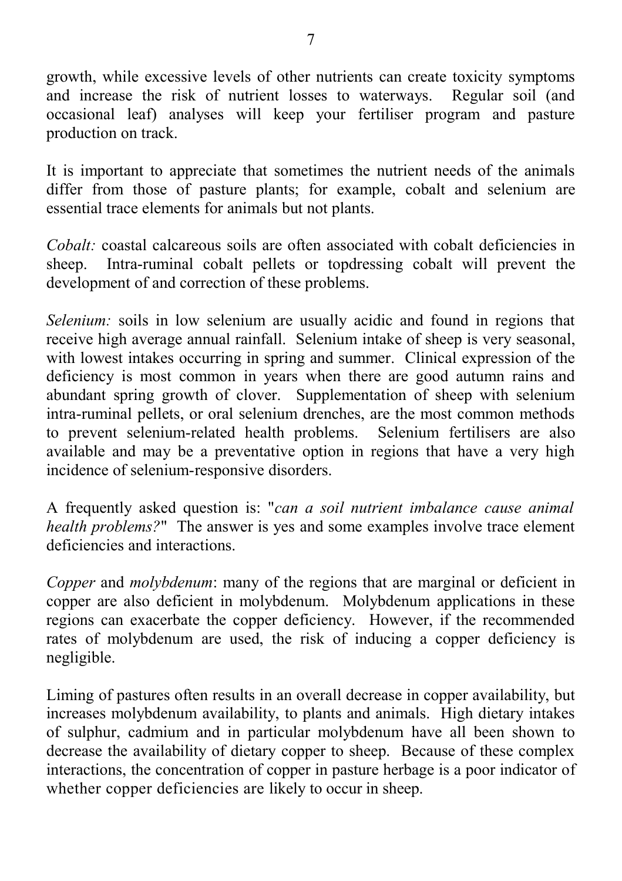growth, while excessive levels of other nutrients can create toxicity symptoms and increase the risk of nutrient losses to waterways. Regular soil (and occasional leaf) analyses will keep your fertiliser program and pasture production on track.

It is important to appreciate that sometimes the nutrient needs of the animals differ from those of pasture plants; for example, cobalt and selenium are essential trace elements for animals but not plants.

*Cobalt:* coastal calcareous soils are often associated with cobalt deficiencies in sheep. Intra-ruminal cobalt pellets or topdressing cobalt will prevent the development of and correction of these problems.

*Selenium:* soils in low selenium are usually acidic and found in regions that receive high average annual rainfall. Selenium intake of sheep is very seasonal, with lowest intakes occurring in spring and summer. Clinical expression of the deficiency is most common in years when there are good autumn rains and abundant spring growth of clover. Supplementation of sheep with selenium intra-ruminal pellets, or oral selenium drenches, are the most common methods to prevent selenium-related health problems. Selenium fertilisers are also available and may be a preventative option in regions that have a very high incidence of selenium-responsive disorders.

A frequently asked question is: "*can a soil nutrient imbalance cause animal health problems?*" The answer is yes and some examples involve trace element deficiencies and interactions.

*Copper* and *molybdenum*: many of the regions that are marginal or deficient in copper are also deficient in molybdenum. Molybdenum applications in these regions can exacerbate the copper deficiency. However, if the recommended rates of molybdenum are used, the risk of inducing a copper deficiency is negligible.

Liming of pastures often results in an overall decrease in copper availability, but increases molybdenum availability, to plants and animals. High dietary intakes of sulphur, cadmium and in particular molybdenum have all been shown to decrease the availability of dietary copper to sheep. Because of these complex interactions, the concentration of copper in pasture herbage is a poor indicator of whether copper deficiencies are likely to occur in sheep.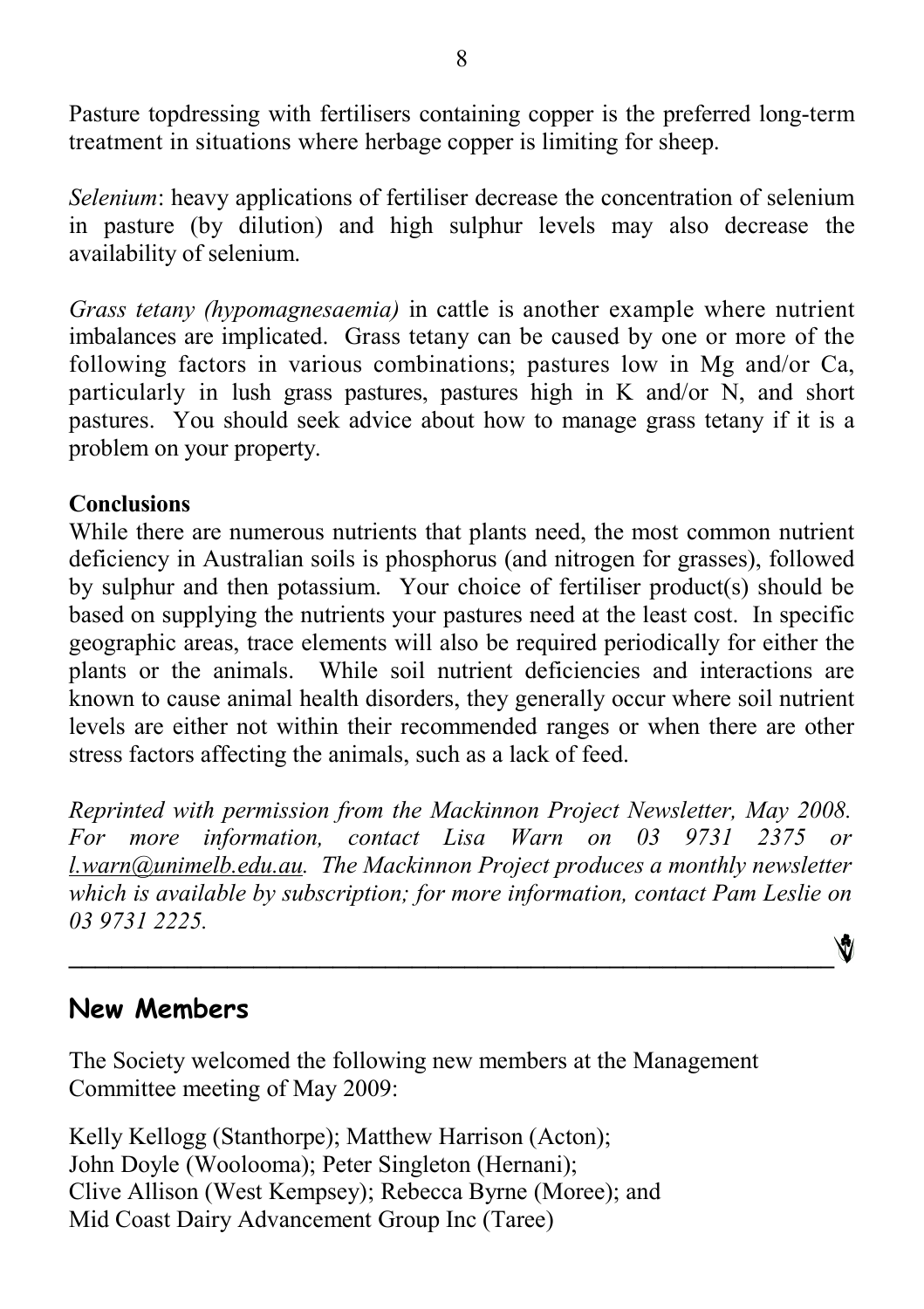Pasture topdressing with fertilisers containing copper is the preferred long-term treatment in situations where herbage copper is limiting for sheep.

*Selenium*: heavy applications of fertiliser decrease the concentration of selenium in pasture (by dilution) and high sulphur levels may also decrease the availability of selenium.

*Grass tetany (hypomagnesaemia)* in cattle is another example where nutrient imbalances are implicated. Grass tetany can be caused by one or more of the following factors in various combinations; pastures low in Mg and/or Ca, particularly in lush grass pastures, pastures high in K and/or N, and short pastures. You should seek advice about how to manage grass tetany if it is a problem on your property.

**Conclusions**

While there are numerous nutrients that plants need, the most common nutrient deficiency in Australian soils is phosphorus (and nitrogen for grasses), followed by sulphur and then potassium. Your choice of fertiliser product(s) should be based on supplying the nutrients your pastures need at the least cost. In specific geographic areas, trace elements will also be required periodically for either the plants or the animals. While soil nutrient deficiencies and interactions are known to cause animal health disorders, they generally occur where soil nutrient levels are either not within their recommended ranges or when there are other stress factors affecting the animals, such as a lack of feed.

*Reprinted with permission from the Mackinnon Project Newsletter, May 2008. For more information, contact Lisa Warn on 03 9731 2375 or l.warn@unimelb.edu.au. The Mackinnon Project produces a monthly newsletter which is available by subscription; for more information, contact Pam Leslie on 03 9731 2225.*

---

## New Members

The Society welcomed the following new members at the Management Committee meeting of May 2009:

Kelly Kellogg (Stanthorpe); Matthew Harrison (Acton);
John Doyle (Woolooma); Peter Singleton (Hernani);
Clive Allison (West Kempsey); Rebecca Byrne (Moree); and
Mid Coast Dairy Advancement Group Inc (Taree)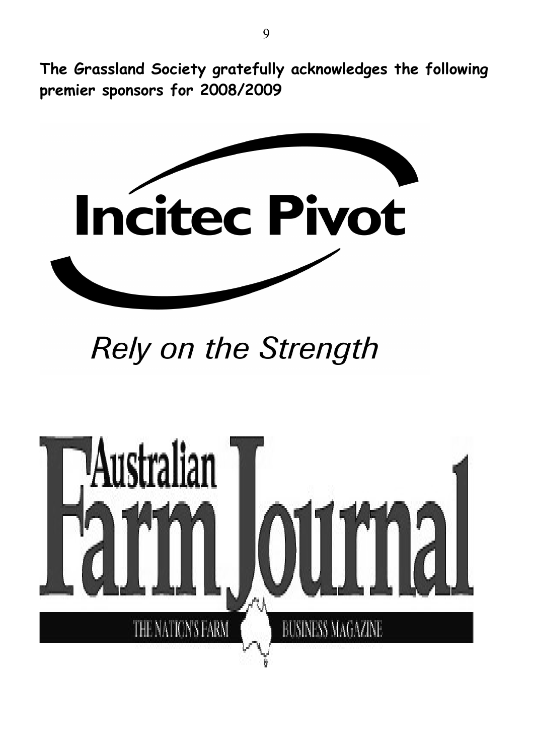**The Grassland Society gratefully acknowledges the following premier sponsors for 2008/2009**

Incitec Pivot

*Rely on the Strength*

Australian Farm Journal

THE NATION'S FARM BUSINESS MAGAZINE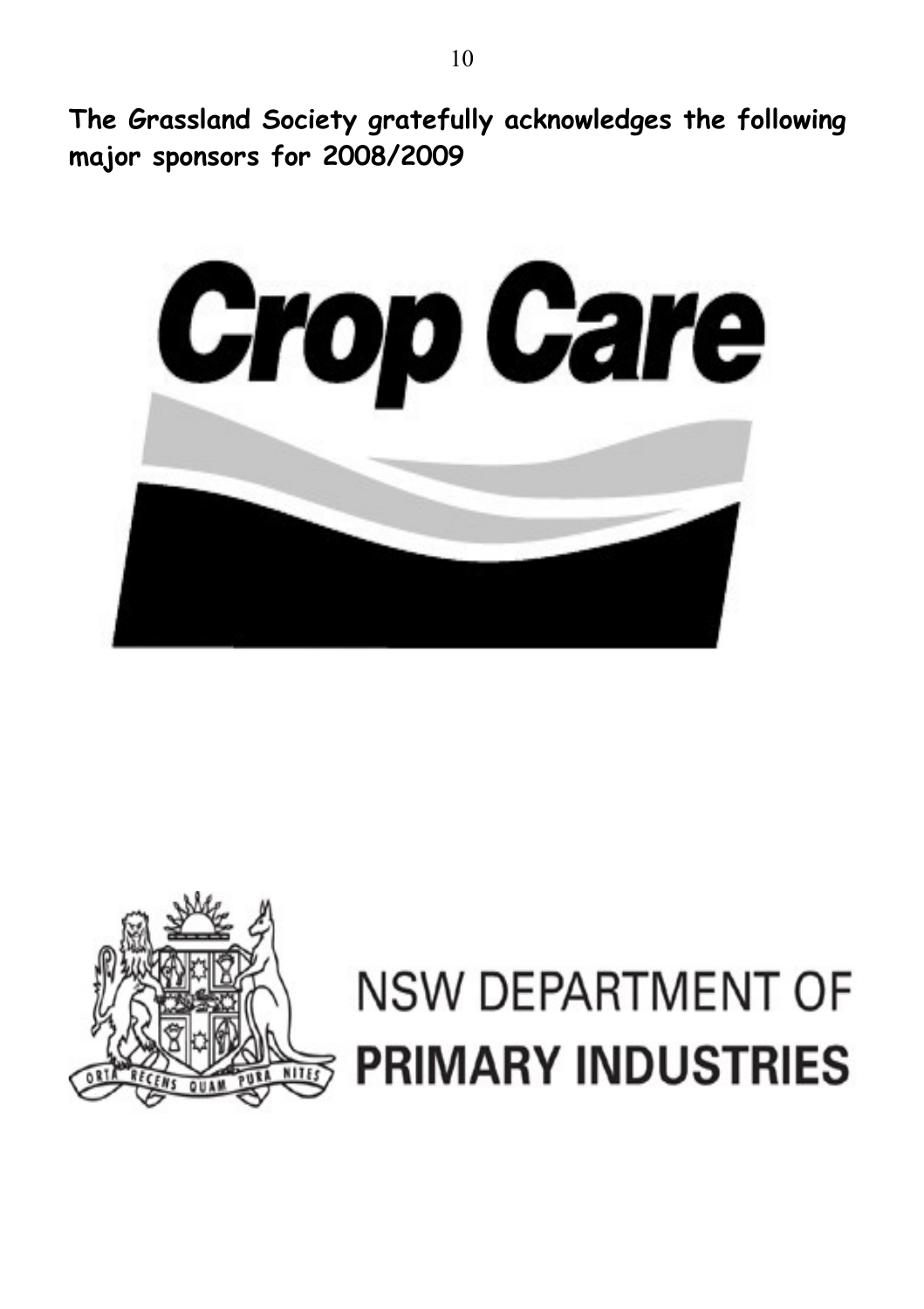**The Grassland Society gratefully acknowledges the following major sponsors for 2008/2009**

Crop Care

ORTA RECENS QUAM PURA NITES

NSW DEPARTMENT OF
**PRIMARY INDUSTRIES**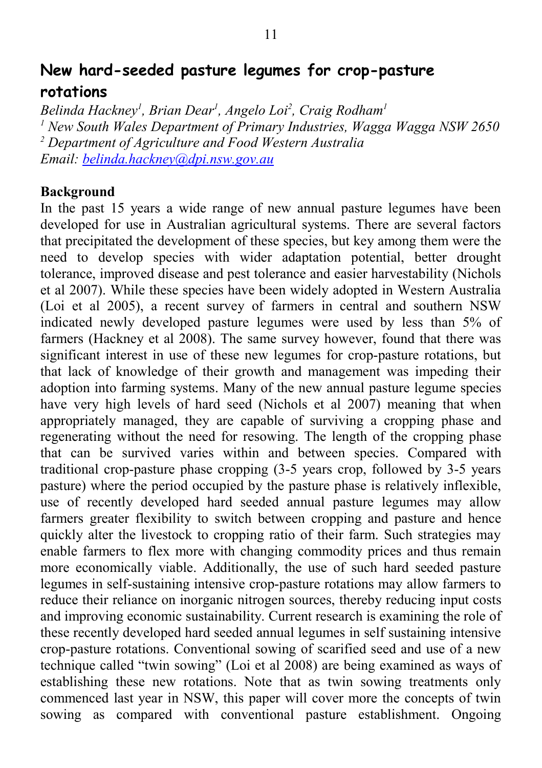# New hard-seeded pasture legumes for crop-pasture rotations

*Belinda Hackney[1], Brian Dear[1], Angelo Loi[2], Craig Rodham[1]*
*[1] New South Wales Department of Primary Industries, Wagga Wagga NSW 2650*
*[2] Department of Agriculture and Food Western Australia*
*Email: [belinda.hackney@dpi.nsw.gov.au](mailto:belinda.hackney@dpi.nsw.gov.au)*

**Background**

In the past 15 years a wide range of new annual pasture legumes have been developed for use in Australian agricultural systems. There are several factors that precipitated the development of these species, but key among them were the need to develop species with wider adaptation potential, better drought tolerance, improved disease and pest tolerance and easier harvestability (Nichols et al 2007). While these species have been widely adopted in Western Australia (Loi et al 2005), a recent survey of farmers in central and southern NSW indicated newly developed pasture legumes were used by less than 5% of farmers (Hackney et al 2008). The same survey however, found that there was significant interest in use of these new legumes for crop-pasture rotations, but that lack of knowledge of their growth and management was impeding their adoption into farming systems. Many of the new annual pasture legume species have very high levels of hard seed (Nichols et al 2007) meaning that when appropriately managed, they are capable of surviving a cropping phase and regenerating without the need for resowing. The length of the cropping phase that can be survived varies within and between species. Compared with traditional crop-pasture phase cropping (3-5 years crop, followed by 3-5 years pasture) where the period occupied by the pasture phase is relatively inflexible, use of recently developed hard seeded annual pasture legumes may allow farmers greater flexibility to switch between cropping and pasture and hence quickly alter the livestock to cropping ratio of their farm. Such strategies may enable farmers to flex more with changing commodity prices and thus remain more economically viable. Additionally, the use of such hard seeded pasture legumes in self-sustaining intensive crop-pasture rotations may allow farmers to reduce their reliance on inorganic nitrogen sources, thereby reducing input costs and improving economic sustainability. Current research is examining the role of these recently developed hard seeded annual legumes in self sustaining intensive crop-pasture rotations. Conventional sowing of scarified seed and use of a new technique called "twin sowing" (Loi et al 2008) are being examined as ways of establishing these new rotations. Note that as twin sowing treatments only commenced last year in NSW, this paper will cover more the concepts of twin sowing as compared with conventional pasture establishment. Ongoing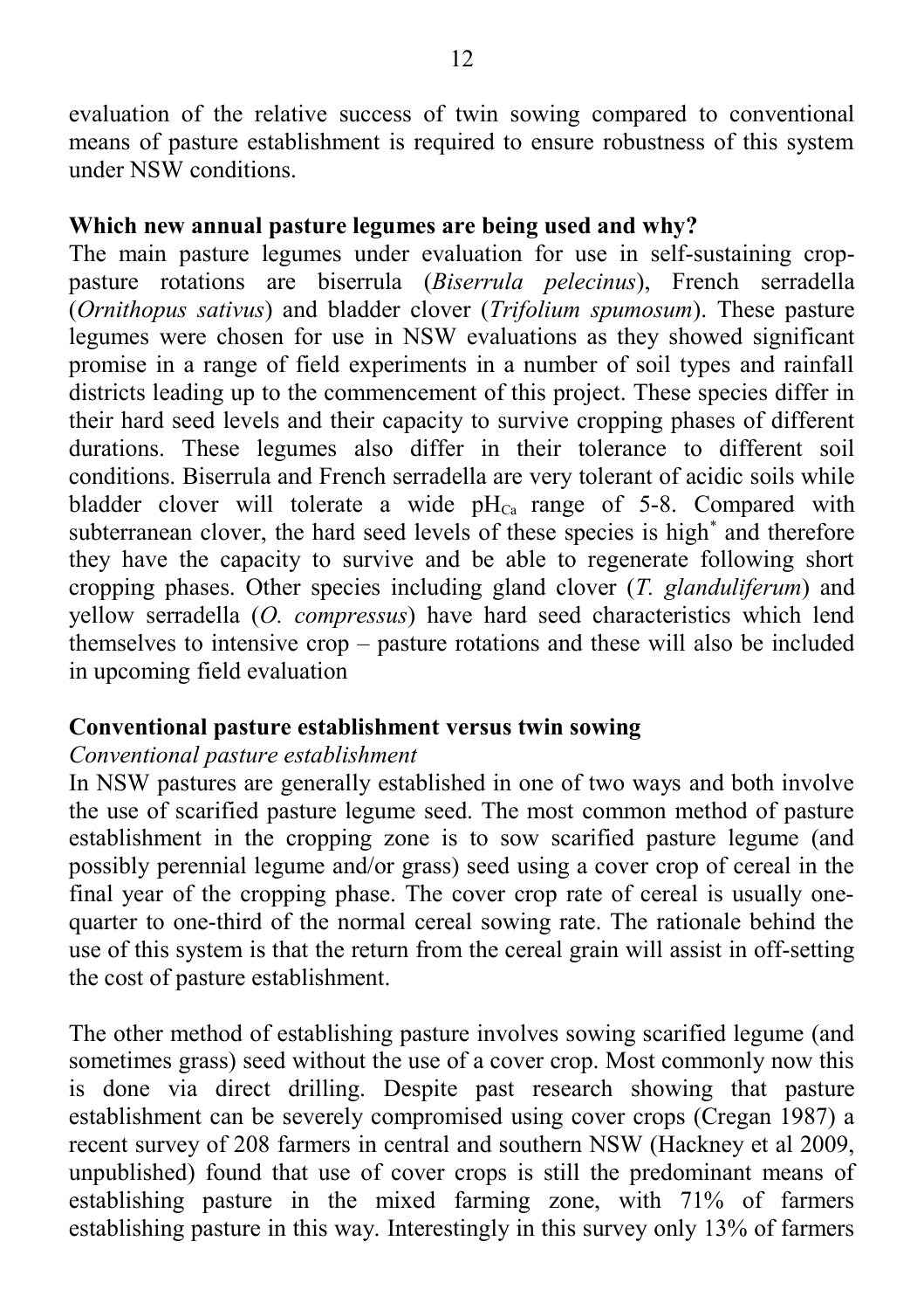evaluation of the relative success of twin sowing compared to conventional means of pasture establishment is required to ensure robustness of this system under NSW conditions.

**Which new annual pasture legumes are being used and why?**

The main pasture legumes under evaluation for use in self-sustaining crop-pasture rotations are biserrula (*Biserrula pelecinus*), French serradella (*Ornithopus sativus*) and bladder clover (*Trifolium spumosum*). These pasture legumes were chosen for use in NSW evaluations as they showed significant promise in a range of field experiments in a number of soil types and rainfall districts leading up to the commencement of this project. These species differ in their hard seed levels and their capacity to survive cropping phases of different durations. These legumes also differ in their tolerance to different soil conditions. Biserrula and French serradella are very tolerant of acidic soils while bladder clover will tolerate a wide $pH_{Ca}$ range of 5-8. Compared with subterranean clover, the hard seed levels of these species is high* and therefore they have the capacity to survive and be able to regenerate following short cropping phases. Other species including gland clover (*T. glanduliferum*) and yellow serradella (*O. compressus*) have hard seed characteristics which lend themselves to intensive crop – pasture rotations and these will also be included in upcoming field evaluation

**Conventional pasture establishment versus twin sowing**

*Conventional pasture establishment*

In NSW pastures are generally established in one of two ways and both involve the use of scarified pasture legume seed. The most common method of pasture establishment in the cropping zone is to sow scarified pasture legume (and possibly perennial legume and/or grass) seed using a cover crop of cereal in the final year of the cropping phase. The cover crop rate of cereal is usually one-quarter to one-third of the normal cereal sowing rate. The rationale behind the use of this system is that the return from the cereal grain will assist in off-setting the cost of pasture establishment.

The other method of establishing pasture involves sowing scarified legume (and sometimes grass) seed without the use of a cover crop. Most commonly now this is done via direct drilling. Despite past research showing that pasture establishment can be severely compromised using cover crops (Cregan 1987) a recent survey of 208 farmers in central and southern NSW (Hackney et al 2009, unpublished) found that use of cover crops is still the predominant means of establishing pasture in the mixed farming zone, with 71% of farmers establishing pasture in this way. Interestingly in this survey only 13% of farmers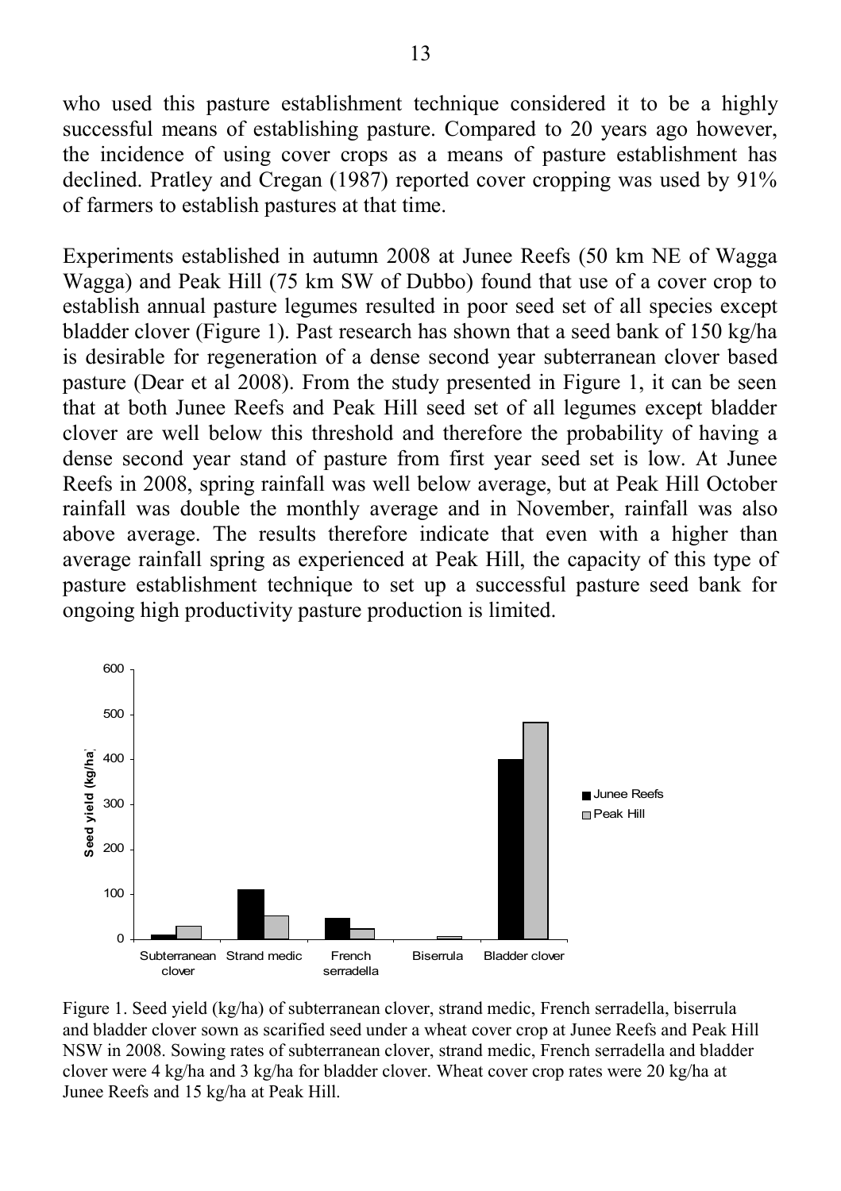who used this pasture establishment technique considered it to be a highly successful means of establishing pasture. Compared to 20 years ago however, the incidence of using cover crops as a means of pasture establishment has declined. Pratley and Cregan (1987) reported cover cropping was used by 91% of farmers to establish pastures at that time.

Experiments established in autumn 2008 at Junee Reefs (50 km NE of Wagga Wagga) and Peak Hill (75 km SW of Dubbo) found that use of a cover crop to establish annual pasture legumes resulted in poor seed set of all species except bladder clover (Figure 1). Past research has shown that a seed bank of 150 kg/ha is desirable for regeneration of a dense second year subterranean clover based pasture (Dear et al 2008). From the study presented in Figure 1, it can be seen that at both Junee Reefs and Peak Hill seed set of all legumes except bladder clover are well below this threshold and therefore the probability of having a dense second year stand of pasture from first year seed set is low. At Junee Reefs in 2008, spring rainfall was well below average, but at Peak Hill October rainfall was double the monthly average and in November, rainfall was also above average. The results therefore indicate that even with a higher than average rainfall spring as experienced at Peak Hill, the capacity of this type of pasture establishment technique to set up a successful pasture seed bank for ongoing high productivity pasture production is limited.

Figure 1. Seed yield (kg/ha) of subterranean clover, strand medic, French serradella, biserrula and bladder clover sown as scarified seed under a wheat cover crop at Junee Reefs and Peak Hill NSW in 2008. Sowing rates of subterranean clover, strand medic, French serradella and bladder clover were 4 kg/ha and 3 kg/ha for bladder clover. Wheat cover crop rates were 20 kg/ha at Junee Reefs and 15 kg/ha at Peak Hill.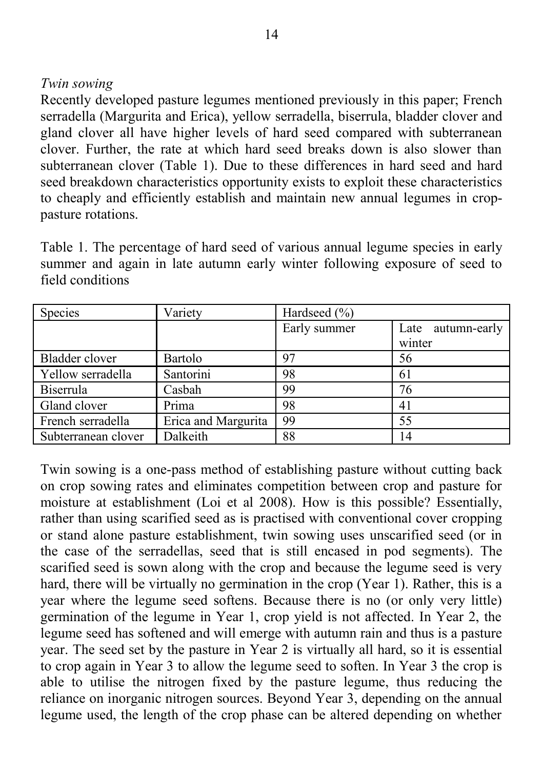*Twin sowing*

Recently developed pasture legumes mentioned previously in this paper; French serradella (Margurita and Erica), yellow serradella, biserrula, bladder clover and gland clover all have higher levels of hard seed compared with subterranean clover. Further, the rate at which hard seed breaks down is also slower than subterranean clover (Table 1). Due to these differences in hard seed and hard seed breakdown characteristics opportunity exists to exploit these characteristics to cheaply and efficiently establish and maintain new annual legumes in crop-pasture rotations.

Table 1. The percentage of hard seed of various annual legume species in early summer and again in late autumn early winter following exposure of seed to field conditions

| Species | Variety | Hardseed (%) | |
|---|---|---|---|
| | | Early summer | Late autumn-early winter |
| Bladder clover | Bartolo | 97 | 56 |
| Yellow serradella | Santorini | 98 | 61 |
| Biserrula | Casbah | 99 | 76 |
| Gland clover | Prima | 98 | 41 |
| French serradella | Erica and Margurita | 99 | 55 |
| Subterranean clover | Dalkeith | 88 | 14 |

Twin sowing is a one-pass method of establishing pasture without cutting back on crop sowing rates and eliminates competition between crop and pasture for moisture at establishment (Loi et al 2008). How is this possible? Essentially, rather than using scarified seed as is practised with conventional cover cropping or stand alone pasture establishment, twin sowing uses unscarified seed (or in the case of the serradellas, seed that is still encased in pod segments). The scarified seed is sown along with the crop and because the legume seed is very hard, there will be virtually no germination in the crop (Year 1). Rather, this is a year where the legume seed softens. Because there is no (or only very little) germination of the legume in Year 1, crop yield is not affected. In Year 2, the legume seed has softened and will emerge with autumn rain and thus is a pasture year. The seed set by the pasture in Year 2 is virtually all hard, so it is essential to crop again in Year 3 to allow the legume seed to soften. In Year 3 the crop is able to utilise the nitrogen fixed by the pasture legume, thus reducing the reliance on inorganic nitrogen sources. Beyond Year 3, depending on the annual legume used, the length of the crop phase can be altered depending on whether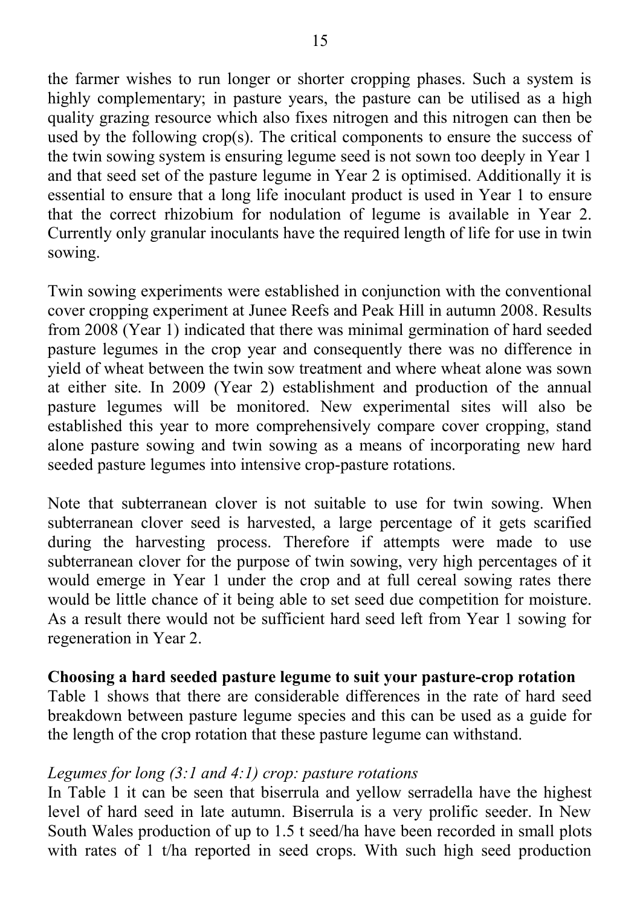the farmer wishes to run longer or shorter cropping phases. Such a system is highly complementary; in pasture years, the pasture can be utilised as a high quality grazing resource which also fixes nitrogen and this nitrogen can then be used by the following crop(s). The critical components to ensure the success of the twin sowing system is ensuring legume seed is not sown too deeply in Year 1 and that seed set of the pasture legume in Year 2 is optimised. Additionally it is essential to ensure that a long life inoculant product is used in Year 1 to ensure that the correct rhizobium for nodulation of legume is available in Year 2. Currently only granular inoculants have the required length of life for use in twin sowing.

Twin sowing experiments were established in conjunction with the conventional cover cropping experiment at Junee Reefs and Peak Hill in autumn 2008. Results from 2008 (Year 1) indicated that there was minimal germination of hard seeded pasture legumes in the crop year and consequently there was no difference in yield of wheat between the twin sow treatment and where wheat alone was sown at either site. In 2009 (Year 2) establishment and production of the annual pasture legumes will be monitored. New experimental sites will also be established this year to more comprehensively compare cover cropping, stand alone pasture sowing and twin sowing as a means of incorporating new hard seeded pasture legumes into intensive crop-pasture rotations.

Note that subterranean clover is not suitable to use for twin sowing. When subterranean clover seed is harvested, a large percentage of it gets scarified during the harvesting process. Therefore if attempts were made to use subterranean clover for the purpose of twin sowing, very high percentages of it would emerge in Year 1 under the crop and at full cereal sowing rates there would be little chance of it being able to set seed due competition for moisture. As a result there would not be sufficient hard seed left from Year 1 sowing for regeneration in Year 2.

**Choosing a hard seeded pasture legume to suit your pasture-crop rotation**
Table 1 shows that there are considerable differences in the rate of hard seed breakdown between pasture legume species and this can be used as a guide for the length of the crop rotation that these pasture legume can withstand.

*Legumes for long (3:1 and 4:1) crop: pasture rotations*
In Table 1 it can be seen that biserrula and yellow serradella have the highest level of hard seed in late autumn. Biserrula is a very prolific seeder. In New South Wales production of up to 1.5 t seed/ha have been recorded in small plots with rates of 1 t/ha reported in seed crops. With such high seed production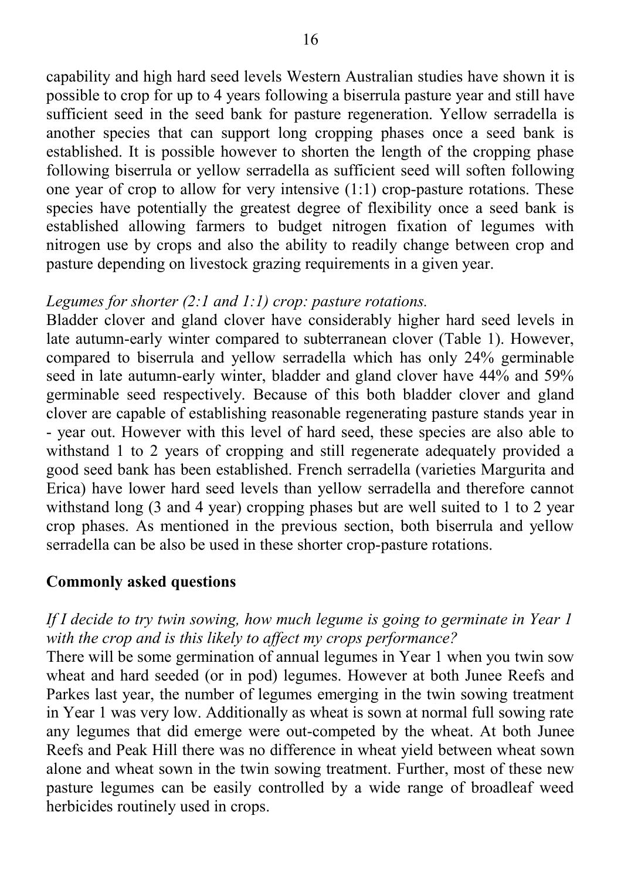capability and high hard seed levels Western Australian studies have shown it is possible to crop for up to 4 years following a biserrula pasture year and still have sufficient seed in the seed bank for pasture regeneration. Yellow serradella is another species that can support long cropping phases once a seed bank is established. It is possible however to shorten the length of the cropping phase following biserrula or yellow serradella as sufficient seed will soften following one year of crop to allow for very intensive (1:1) crop-pasture rotations. These species have potentially the greatest degree of flexibility once a seed bank is established allowing farmers to budget nitrogen fixation of legumes with nitrogen use by crops and also the ability to readily change between crop and pasture depending on livestock grazing requirements in a given year.

*Legumes for shorter (2:1 and 1:1) crop: pasture rotations.*

Bladder clover and gland clover have considerably higher hard seed levels in late autumn-early winter compared to subterranean clover (Table 1). However, compared to biserrula and yellow serradella which has only 24% germinable seed in late autumn-early winter, bladder and gland clover have 44% and 59% germinable seed respectively. Because of this both bladder clover and gland clover are capable of establishing reasonable regenerating pasture stands year in - year out. However with this level of hard seed, these species are also able to withstand 1 to 2 years of cropping and still regenerate adequately provided a good seed bank has been established. French serradella (varieties Margurita and Erica) have lower hard seed levels than yellow serradella and therefore cannot withstand long (3 and 4 year) cropping phases but are well suited to 1 to 2 year crop phases. As mentioned in the previous section, both biserrula and yellow serradella can be also be used in these shorter crop-pasture rotations.

## Commonly asked questions

*If I decide to try twin sowing, how much legume is going to germinate in Year 1 with the crop and is this likely to affect my crops performance?*

There will be some germination of annual legumes in Year 1 when you twin sow wheat and hard seeded (or in pod) legumes. However at both Junee Reefs and Parkes last year, the number of legumes emerging in the twin sowing treatment in Year 1 was very low. Additionally as wheat is sown at normal full sowing rate any legumes that did emerge were out-competed by the wheat. At both Junee Reefs and Peak Hill there was no difference in wheat yield between wheat sown alone and wheat sown in the twin sowing treatment. Further, most of these new pasture legumes can be easily controlled by a wide range of broadleaf weed herbicides routinely used in crops.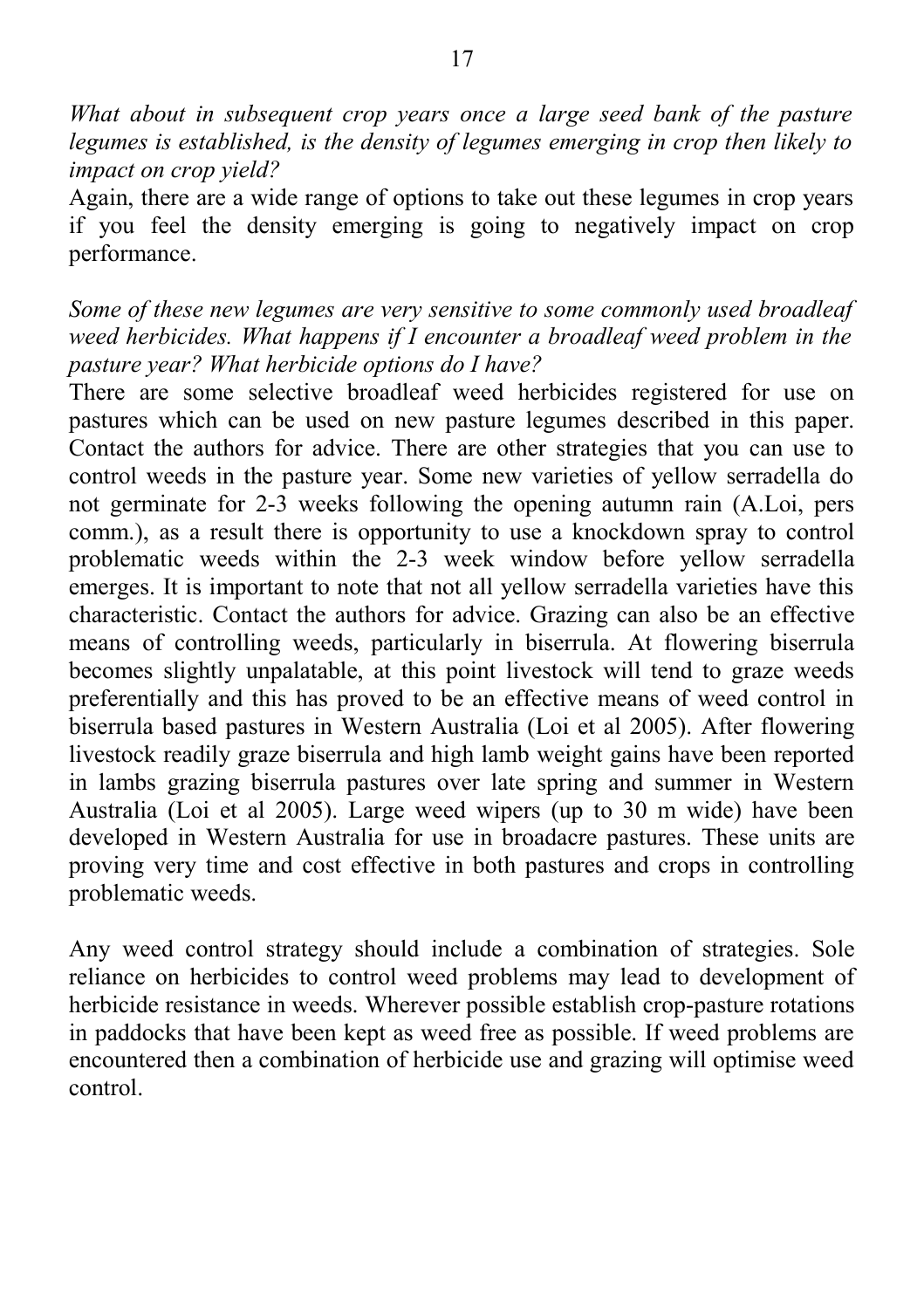*What about in subsequent crop years once a large seed bank of the pasture legumes is established, is the density of legumes emerging in crop then likely to impact on crop yield?*

Again, there are a wide range of options to take out these legumes in crop years if you feel the density emerging is going to negatively impact on crop performance.

*Some of these new legumes are very sensitive to some commonly used broadleaf weed herbicides. What happens if I encounter a broadleaf weed problem in the pasture year? What herbicide options do I have?*

There are some selective broadleaf weed herbicides registered for use on pastures which can be used on new pasture legumes described in this paper. Contact the authors for advice. There are other strategies that you can use to control weeds in the pasture year. Some new varieties of yellow serradella do not germinate for 2-3 weeks following the opening autumn rain (A.Loi, pers comm.), as a result there is opportunity to use a knockdown spray to control problematic weeds within the 2-3 week window before yellow serradella emerges. It is important to note that not all yellow serradella varieties have this characteristic. Contact the authors for advice. Grazing can also be an effective means of controlling weeds, particularly in biserrula. At flowering biserrula becomes slightly unpalatable, at this point livestock will tend to graze weeds preferentially and this has proved to be an effective means of weed control in biserrula based pastures in Western Australia (Loi et al 2005). After flowering livestock readily graze biserrula and high lamb weight gains have been reported in lambs grazing biserrula pastures over late spring and summer in Western Australia (Loi et al 2005). Large weed wipers (up to 30 m wide) have been developed in Western Australia for use in broadacre pastures. These units are proving very time and cost effective in both pastures and crops in controlling problematic weeds.

Any weed control strategy should include a combination of strategies. Sole reliance on herbicides to control weed problems may lead to development of herbicide resistance in weeds. Wherever possible establish crop-pasture rotations in paddocks that have been kept as weed free as possible. If weed problems are encountered then a combination of herbicide use and grazing will optimise weed control.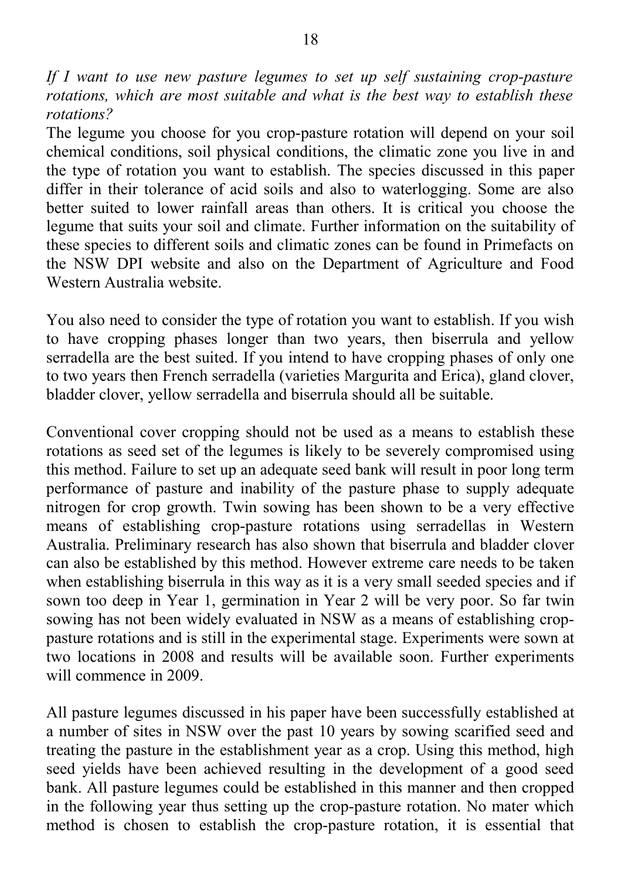*If I want to use new pasture legumes to set up self sustaining crop-pasture rotations, which are most suitable and what is the best way to establish these rotations?*

The legume you choose for you crop-pasture rotation will depend on your soil chemical conditions, soil physical conditions, the climatic zone you live in and the type of rotation you want to establish. The species discussed in this paper differ in their tolerance of acid soils and also to waterlogging. Some are also better suited to lower rainfall areas than others. It is critical you choose the legume that suits your soil and climate. Further information on the suitability of these species to different soils and climatic zones can be found in Primefacts on the NSW DPI website and also on the Department of Agriculture and Food Western Australia website.

You also need to consider the type of rotation you want to establish. If you wish to have cropping phases longer than two years, then biserrula and yellow serradella are the best suited. If you intend to have cropping phases of only one to two years then French serradella (varieties Margurita and Erica), gland clover, bladder clover, yellow serradella and biserrula should all be suitable.

Conventional cover cropping should not be used as a means to establish these rotations as seed set of the legumes is likely to be severely compromised using this method. Failure to set up an adequate seed bank will result in poor long term performance of pasture and inability of the pasture phase to supply adequate nitrogen for crop growth. Twin sowing has been shown to be a very effective means of establishing crop-pasture rotations using serradellas in Western Australia. Preliminary research has also shown that biserrula and bladder clover can also be established by this method. However extreme care needs to be taken when establishing biserrula in this way as it is a very small seeded species and if sown too deep in Year 1, germination in Year 2 will be very poor. So far twin sowing has not been widely evaluated in NSW as a means of establishing crop-pasture rotations and is still in the experimental stage. Experiments were sown at two locations in 2008 and results will be available soon. Further experiments will commence in 2009.

All pasture legumes discussed in his paper have been successfully established at a number of sites in NSW over the past 10 years by sowing scarified seed and treating the pasture in the establishment year as a crop. Using this method, high seed yields have been achieved resulting in the development of a good seed bank. All pasture legumes could be established in this manner and then cropped in the following year thus setting up the crop-pasture rotation. No mater which method is chosen to establish the crop-pasture rotation, it is essential that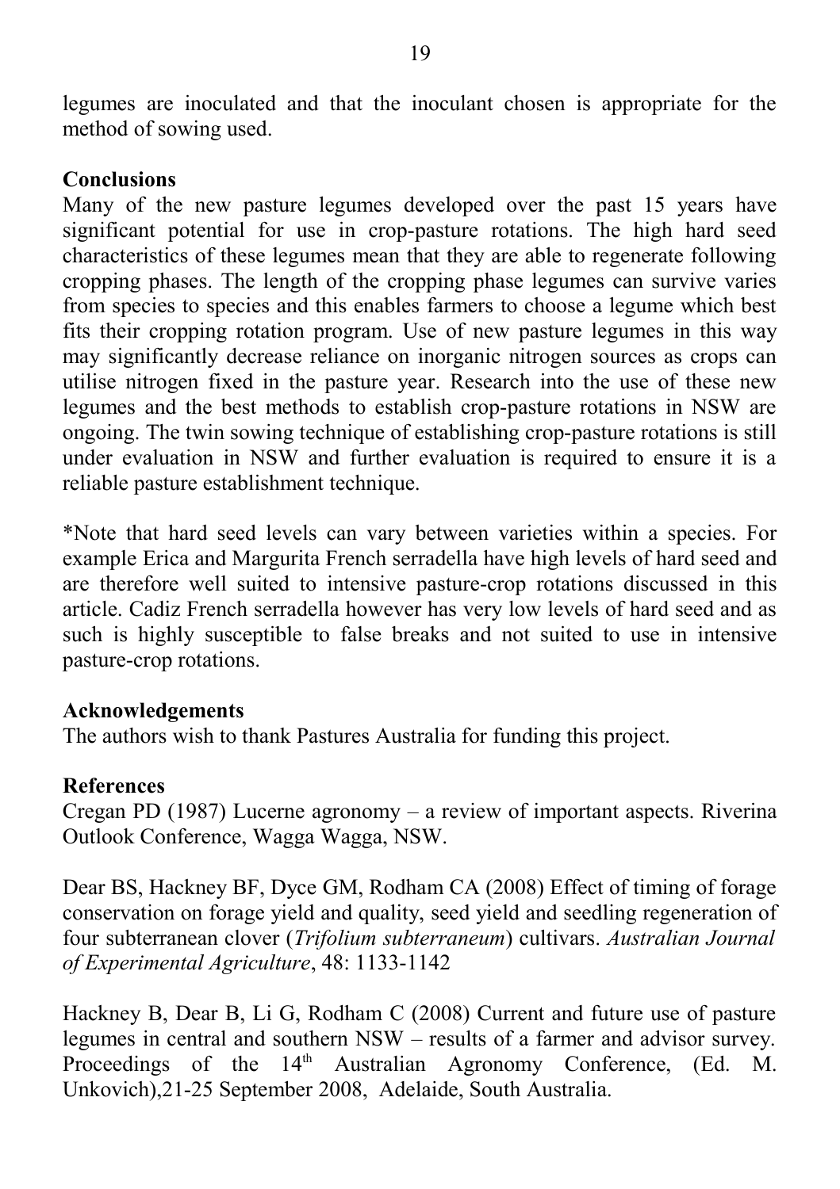legumes are inoculated and that the inoculant chosen is appropriate for the method of sowing used.

**Conclusions**

Many of the new pasture legumes developed over the past 15 years have significant potential for use in crop-pasture rotations. The high hard seed characteristics of these legumes mean that they are able to regenerate following cropping phases. The length of the cropping phase legumes can survive varies from species to species and this enables farmers to choose a legume which best fits their cropping rotation program. Use of new pasture legumes in this way may significantly decrease reliance on inorganic nitrogen sources as crops can utilise nitrogen fixed in the pasture year. Research into the use of these new legumes and the best methods to establish crop-pasture rotations in NSW are ongoing. The twin sowing technique of establishing crop-pasture rotations is still under evaluation in NSW and further evaluation is required to ensure it is a reliable pasture establishment technique.

*Note that hard seed levels can vary between varieties within a species. For example Erica and Margurita French serradella have high levels of hard seed and are therefore well suited to intensive pasture-crop rotations discussed in this article. Cadiz French serradella however has very low levels of hard seed and as such is highly susceptible to false breaks and not suited to use in intensive pasture-crop rotations.

**Acknowledgements**

The authors wish to thank Pastures Australia for funding this project.

**References**

Cregan PD (1987) Lucerne agronomy – a review of important aspects. Riverina Outlook Conference, Wagga Wagga, NSW.

Dear BS, Hackney BF, Dyce GM, Rodham CA (2008) Effect of timing of forage conservation on forage yield and quality, seed yield and seedling regeneration of four subterranean clover (*Trifolium subterraneum*) cultivars. *Australian Journal of Experimental Agriculture*, 48: 1133-1142

Hackney B, Dear B, Li G, Rodham C (2008) Current and future use of pasture legumes in central and southern NSW – results of a farmer and advisor survey. Proceedings of the 14th Australian Agronomy Conference, (Ed. M. Unkovich),21-25 September 2008, Adelaide, South Australia.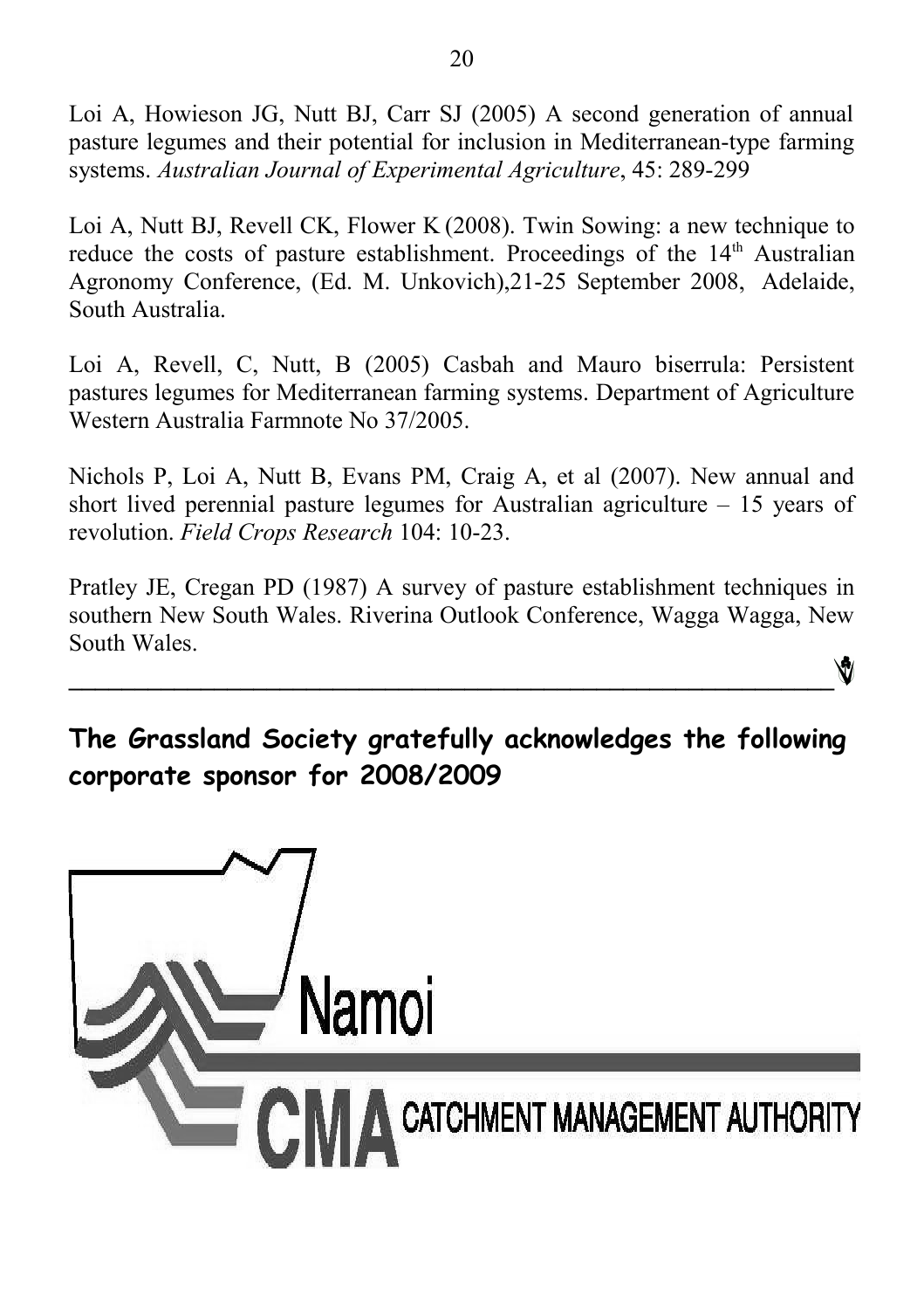Loi A, Howieson JG, Nutt BJ, Carr SJ (2005) A second generation of annual pasture legumes and their potential for inclusion in Mediterranean-type farming systems. *Australian Journal of Experimental Agriculture*, 45: 289-299

Loi A, Nutt BJ, Revell CK, Flower K (2008). Twin Sowing: a new technique to reduce the costs of pasture establishment. Proceedings of the 14th Australian Agronomy Conference, (Ed. M. Unkovich),21-25 September 2008, Adelaide, South Australia.

Loi A, Revell, C, Nutt, B (2005) Casbah and Mauro biserrula: Persistent pastures legumes for Mediterranean farming systems. Department of Agriculture Western Australia Farmnote No 37/2005.

Nichols P, Loi A, Nutt B, Evans PM, Craig A, et al (2007). New annual and short lived perennial pasture legumes for Australian agriculture – 15 years of revolution. *Field Crops Research* 104: 10-23.

Pratley JE, Cregan PD (1987) A survey of pasture establishment techniques in southern New South Wales. Riverina Outlook Conference, Wagga Wagga, New South Wales.

---

**The Grassland Society gratefully acknowledges the following corporate sponsor for 2008/2009**

Namoi CMA CATCHMENT MANAGEMENT AUTHORITY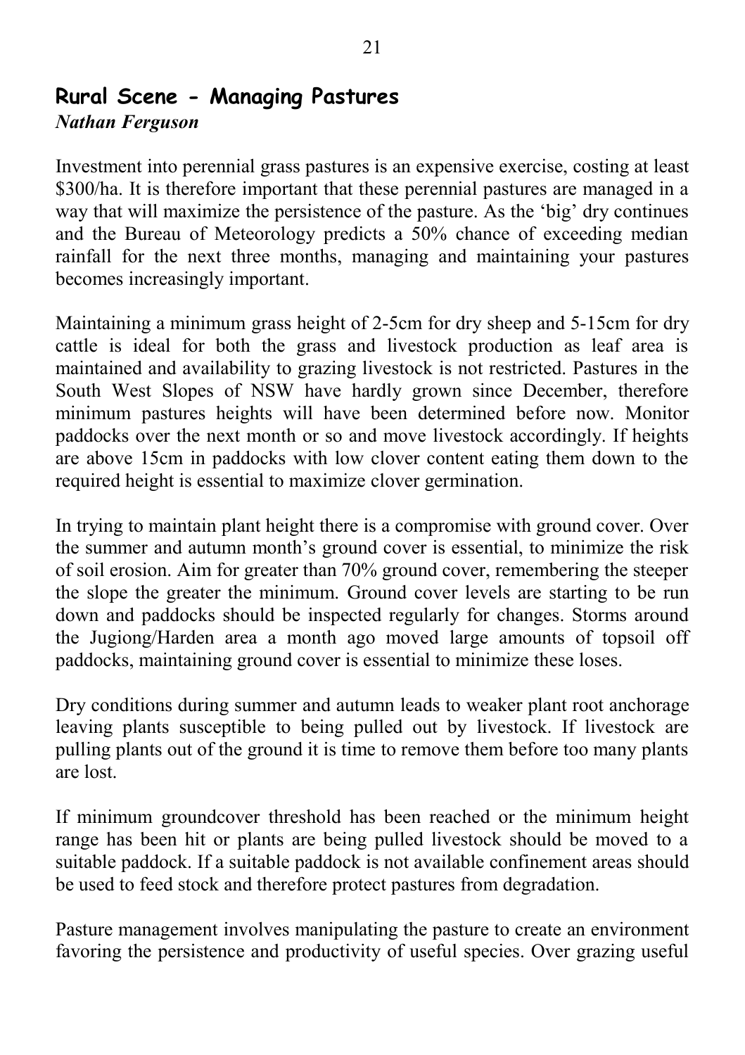## Rural Scene - Managing Pastures

*Nathan Ferguson*

Investment into perennial grass pastures is an expensive exercise, costing at least $300/ha. It is therefore important that these perennial pastures are managed in a way that will maximize the persistence of the pasture. As the 'big' dry continues and the Bureau of Meteorology predicts a 50% chance of exceeding median rainfall for the next three months, managing and maintaining your pastures becomes increasingly important.

Maintaining a minimum grass height of 2-5cm for dry sheep and 5-15cm for dry cattle is ideal for both the grass and livestock production as leaf area is maintained and availability to grazing livestock is not restricted. Pastures in the South West Slopes of NSW have hardly grown since December, therefore minimum pastures heights will have been determined before now. Monitor paddocks over the next month or so and move livestock accordingly. If heights are above 15cm in paddocks with low clover content eating them down to the required height is essential to maximize clover germination.

In trying to maintain plant height there is a compromise with ground cover. Over the summer and autumn month's ground cover is essential, to minimize the risk of soil erosion. Aim for greater than 70% ground cover, remembering the steeper the slope the greater the minimum. Ground cover levels are starting to be run down and paddocks should be inspected regularly for changes. Storms around the Jugiong/Harden area a month ago moved large amounts of topsoil off paddocks, maintaining ground cover is essential to minimize these loses.

Dry conditions during summer and autumn leads to weaker plant root anchorage leaving plants susceptible to being pulled out by livestock. If livestock are pulling plants out of the ground it is time to remove them before too many plants are lost.

If minimum groundcover threshold has been reached or the minimum height range has been hit or plants are being pulled livestock should be moved to a suitable paddock. If a suitable paddock is not available confinement areas should be used to feed stock and therefore protect pastures from degradation.

Pasture management involves manipulating the pasture to create an environment favoring the persistence and productivity of useful species. Over grazing useful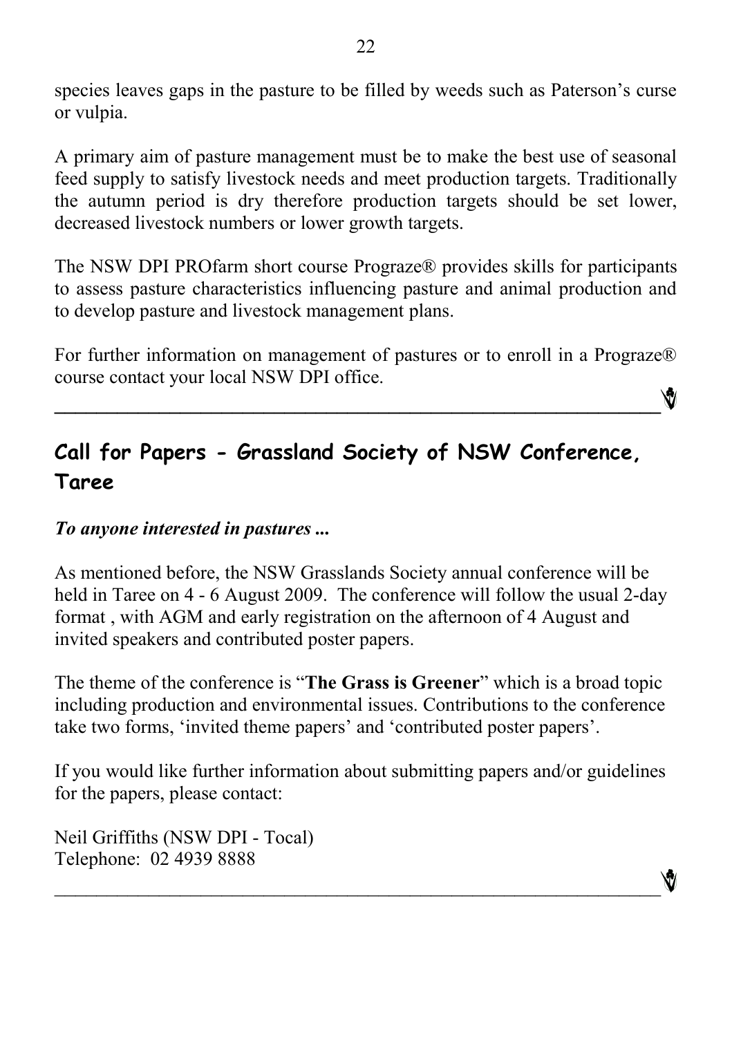species leaves gaps in the pasture to be filled by weeds such as Paterson's curse or vulpia.

A primary aim of pasture management must be to make the best use of seasonal feed supply to satisfy livestock needs and meet production targets. Traditionally the autumn period is dry therefore production targets should be set lower, decreased livestock numbers or lower growth targets.

The NSW DPI PROfarm short course Prograze® provides skills for participants to assess pasture characteristics influencing pasture and animal production and to develop pasture and livestock management plans.

For further information on management of pastures or to enroll in a Prograze® course contact your local NSW DPI office.

---

## Call for Papers - Grassland Society of NSW Conference, Taree

***To anyone interested in pastures ...***

As mentioned before, the NSW Grasslands Society annual conference will be held in Taree on 4 - 6 August 2009. The conference will follow the usual 2-day format , with AGM and early registration on the afternoon of 4 August and invited speakers and contributed poster papers.

The theme of the conference is "**The Grass is Greener**" which is a broad topic including production and environmental issues. Contributions to the conference take two forms, 'invited theme papers' and 'contributed poster papers'.

If you would like further information about submitting papers and/or guidelines for the papers, please contact:

Neil Griffiths (NSW DPI - Tocal)
Telephone: 02 4939 8888

---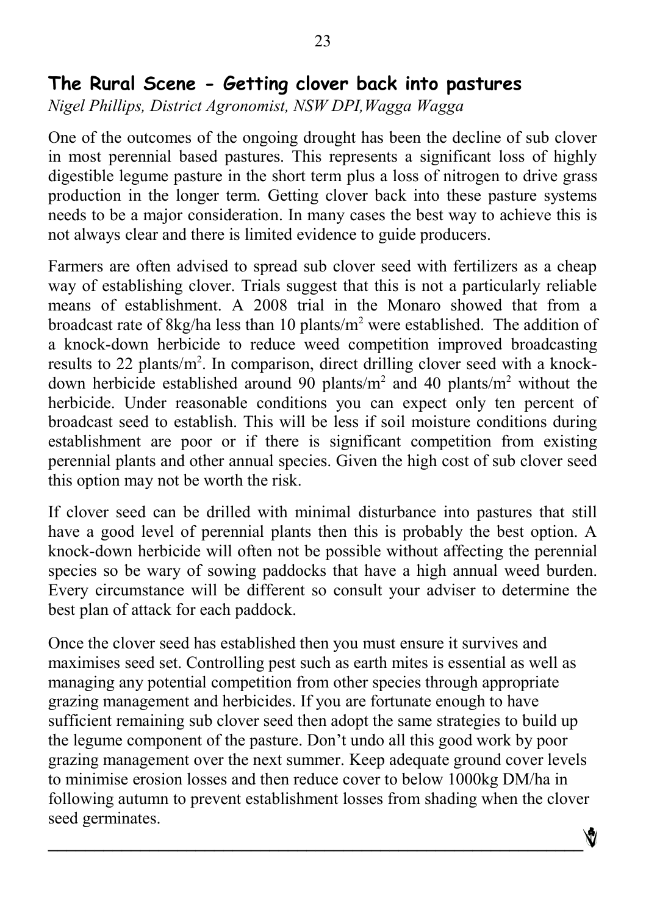## The Rural Scene - Getting clover back into pastures

*Nigel Phillips, District Agronomist, NSW DPI,Wagga Wagga*

One of the outcomes of the ongoing drought has been the decline of sub clover in most perennial based pastures. This represents a significant loss of highly digestible legume pasture in the short term plus a loss of nitrogen to drive grass production in the longer term. Getting clover back into these pasture systems needs to be a major consideration. In many cases the best way to achieve this is not always clear and there is limited evidence to guide producers.

Farmers are often advised to spread sub clover seed with fertilizers as a cheap way of establishing clover. Trials suggest that this is not a particularly reliable means of establishment. A 2008 trial in the Monaro showed that from a broadcast rate of 8kg/ha less than 10 plants/$m^2$ were established. The addition of a knock-down herbicide to reduce weed competition improved broadcasting results to 22 plants/$m^2$. In comparison, direct drilling clover seed with a knock-down herbicide established around 90 plants/$m^2$ and 40 plants/$m^2$ without the herbicide. Under reasonable conditions you can expect only ten percent of broadcast seed to establish. This will be less if soil moisture conditions during establishment are poor or if there is significant competition from existing perennial plants and other annual species. Given the high cost of sub clover seed this option may not be worth the risk.

If clover seed can be drilled with minimal disturbance into pastures that still have a good level of perennial plants then this is probably the best option. A knock-down herbicide will often not be possible without affecting the perennial species so be wary of sowing paddocks that have a high annual weed burden. Every circumstance will be different so consult your adviser to determine the best plan of attack for each paddock.

Once the clover seed has established then you must ensure it survives and maximises seed set. Controlling pest such as earth mites is essential as well as managing any potential competition from other species through appropriate grazing management and herbicides. If you are fortunate enough to have sufficient remaining sub clover seed then adopt the same strategies to build up the legume component of the pasture. Don't undo all this good work by poor grazing management over the next summer. Keep adequate ground cover levels to minimise erosion losses and then reduce cover to below 1000kg DM/ha in following autumn to prevent establishment losses from shading when the clover seed germinates.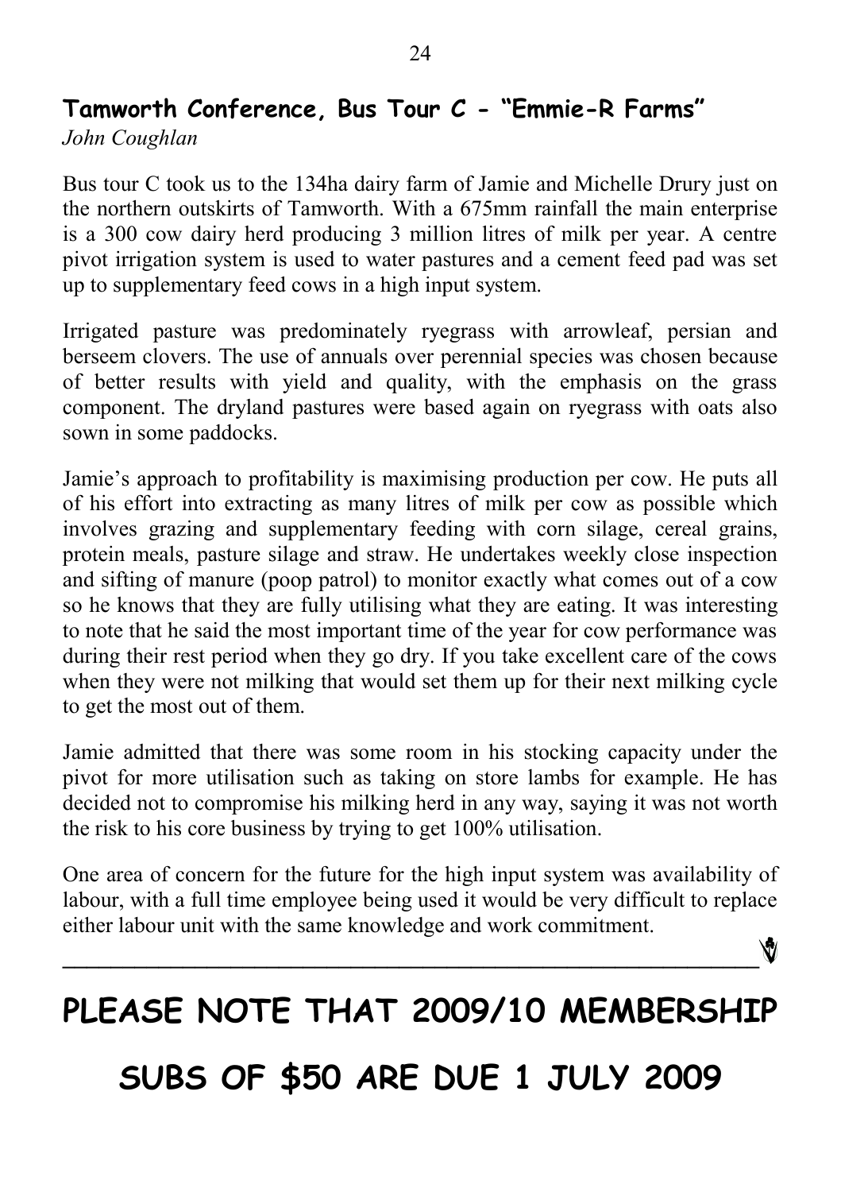## Tamworth Conference, Bus Tour C - "Emmie-R Farms"

*John Coughlan*

Bus tour C took us to the 134ha dairy farm of Jamie and Michelle Drury just on the northern outskirts of Tamworth. With a 675mm rainfall the main enterprise is a 300 cow dairy herd producing 3 million litres of milk per year. A centre pivot irrigation system is used to water pastures and a cement feed pad was set up to supplementary feed cows in a high input system.

Irrigated pasture was predominately ryegrass with arrowleaf, persian and berseem clovers. The use of annuals over perennial species was chosen because of better results with yield and quality, with the emphasis on the grass component. The dryland pastures were based again on ryegrass with oats also sown in some paddocks.

Jamie's approach to profitability is maximising production per cow. He puts all of his effort into extracting as many litres of milk per cow as possible which involves grazing and supplementary feeding with corn silage, cereal grains, protein meals, pasture silage and straw. He undertakes weekly close inspection and sifting of manure (poop patrol) to monitor exactly what comes out of a cow so he knows that they are fully utilising what they are eating. It was interesting to note that he said the most important time of the year for cow performance was during their rest period when they go dry. If you take excellent care of the cows when they were not milking that would set them up for their next milking cycle to get the most out of them.

Jamie admitted that there was some room in his stocking capacity under the pivot for more utilisation such as taking on store lambs for example. He has decided not to compromise his milking herd in any way, saying it was not worth the risk to his core business by trying to get 100% utilisation.

One area of concern for the future for the high input system was availability of labour, with a full time employee being used it would be very difficult to replace either labour unit with the same knowledge and work commitment.

---

# PLEASE NOTE THAT 2009/10 MEMBERSHIP SUBS OF $50 ARE DUE 1 JULY 2009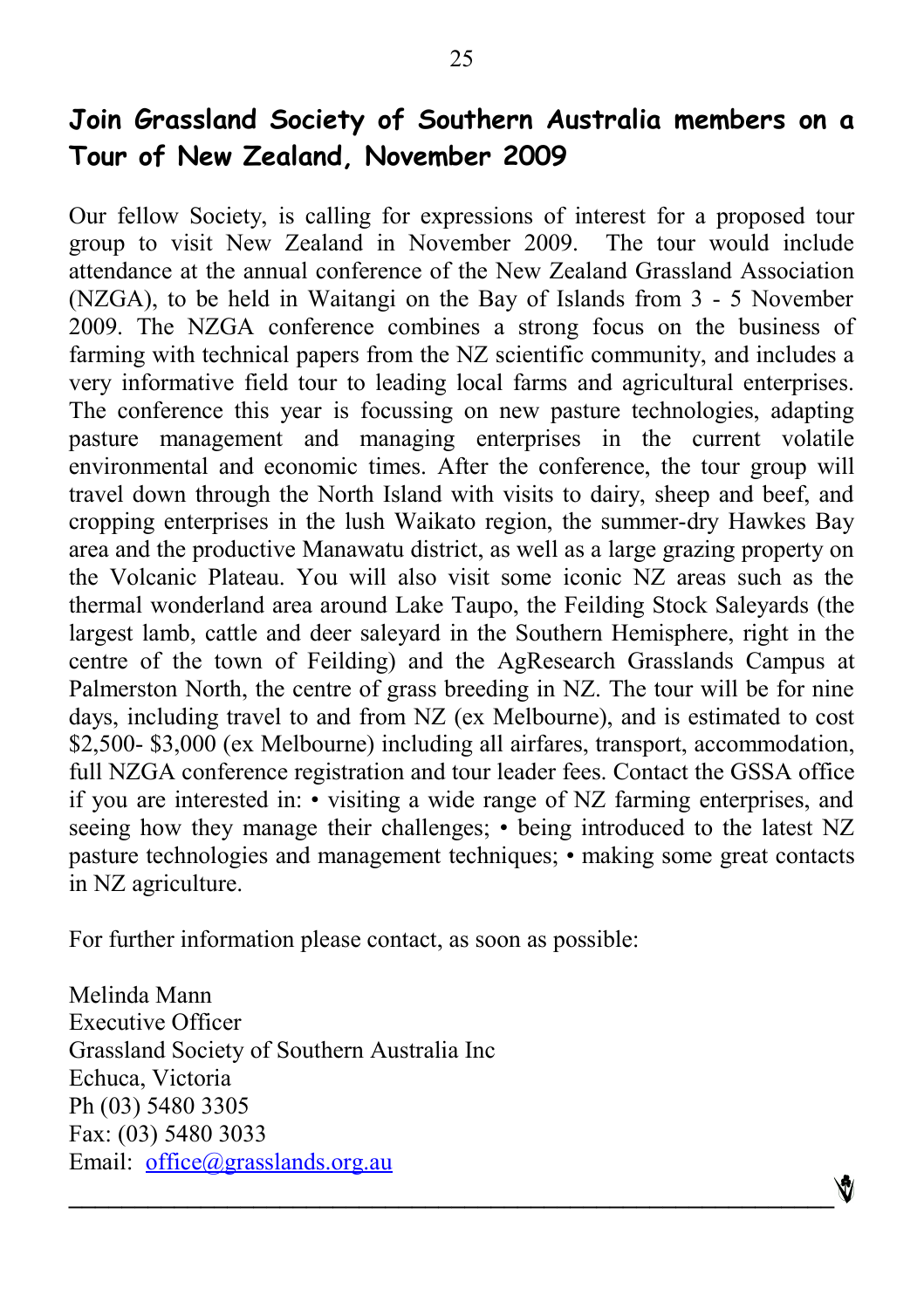## Join Grassland Society of Southern Australia members on a Tour of New Zealand, November 2009

Our fellow Society, is calling for expressions of interest for a proposed tour group to visit New Zealand in November 2009. The tour would include attendance at the annual conference of the New Zealand Grassland Association (NZGA), to be held in Waitangi on the Bay of Islands from 3 - 5 November 2009. The NZGA conference combines a strong focus on the business of farming with technical papers from the NZ scientific community, and includes a very informative field tour to leading local farms and agricultural enterprises. The conference this year is focussing on new pasture technologies, adapting pasture management and managing enterprises in the current volatile environmental and economic times. After the conference, the tour group will travel down through the North Island with visits to dairy, sheep and beef, and cropping enterprises in the lush Waikato region, the summer-dry Hawkes Bay area and the productive Manawatu district, as well as a large grazing property on the Volcanic Plateau. You will also visit some iconic NZ areas such as the thermal wonderland area around Lake Taupo, the Feilding Stock Saleyards (the largest lamb, cattle and deer saleyard in the Southern Hemisphere, right in the centre of the town of Feilding) and the AgResearch Grasslands Campus at Palmerston North, the centre of grass breeding in NZ. The tour will be for nine days, including travel to and from NZ (ex Melbourne), and is estimated to cost $2,500- $3,000 (ex Melbourne) including all airfares, transport, accommodation, full NZGA conference registration and tour leader fees. Contact the GSSA office if you are interested in: • visiting a wide range of NZ farming enterprises, and seeing how they manage their challenges; • being introduced to the latest NZ pasture technologies and management techniques; • making some great contacts in NZ agriculture.

For further information please contact, as soon as possible:

Melinda Mann
Executive Officer
Grassland Society of Southern Australia Inc
Echuca, Victoria
Ph (03) 5480 3305
Fax: (03) 5480 3033
Email: office@grasslands.org.au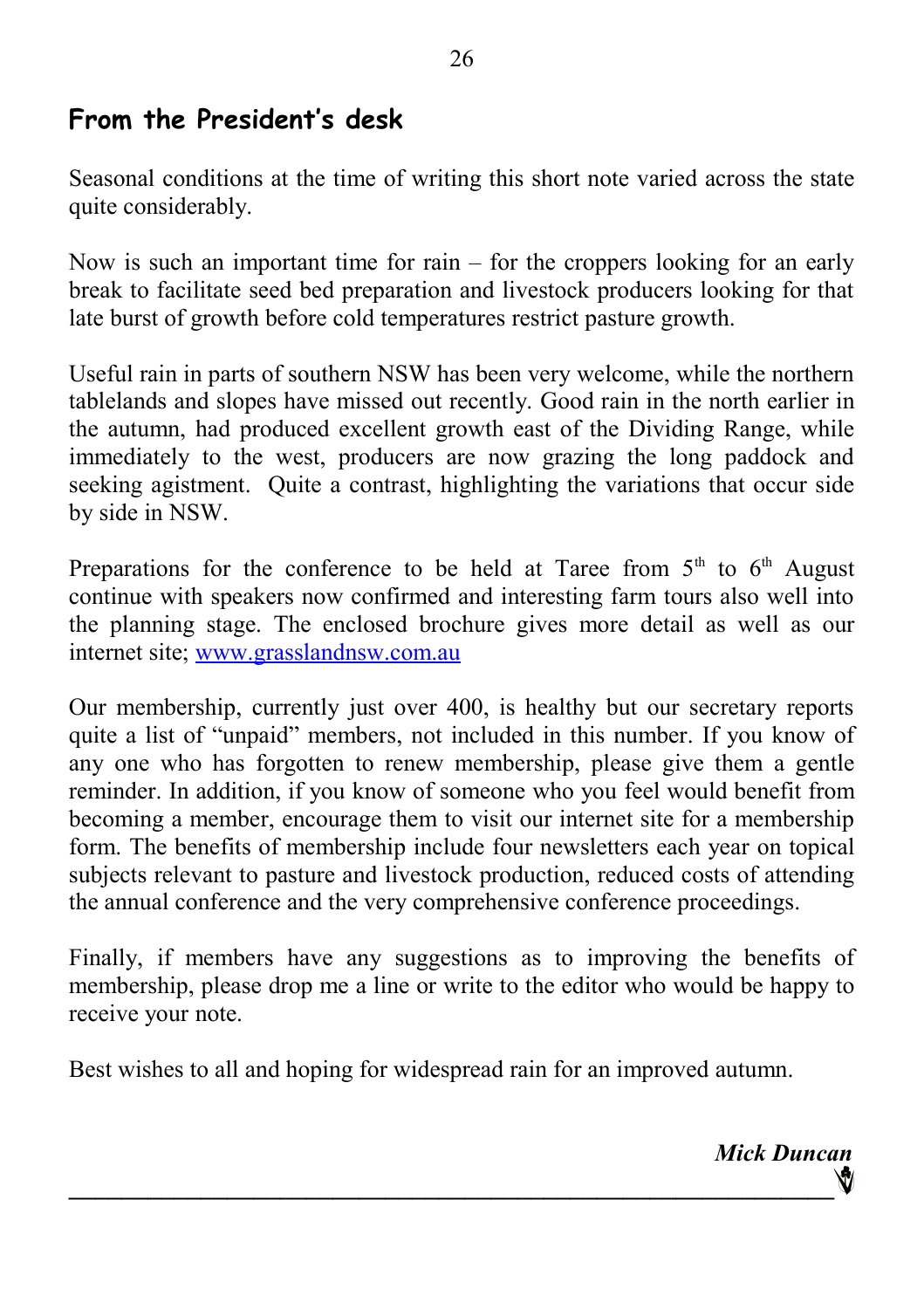## From the President's desk

Seasonal conditions at the time of writing this short note varied across the state quite considerably.

Now is such an important time for rain – for the croppers looking for an early break to facilitate seed bed preparation and livestock producers looking for that late burst of growth before cold temperatures restrict pasture growth.

Useful rain in parts of southern NSW has been very welcome, while the northern tablelands and slopes have missed out recently. Good rain in the north earlier in the autumn, had produced excellent growth east of the Dividing Range, while immediately to the west, producers are now grazing the long paddock and seeking agistment. Quite a contrast, highlighting the variations that occur side by side in NSW.

Preparations for the conference to be held at Taree from 5th to 6th August continue with speakers now confirmed and interesting farm tours also well into the planning stage. The enclosed brochure gives more detail as well as our internet site; www.grasslandnsw.com.au

Our membership, currently just over 400, is healthy but our secretary reports quite a list of "unpaid" members, not included in this number. If you know of any one who has forgotten to renew membership, please give them a gentle reminder. In addition, if you know of someone who you feel would benefit from becoming a member, encourage them to visit our internet site for a membership form. The benefits of membership include four newsletters each year on topical subjects relevant to pasture and livestock production, reduced costs of attending the annual conference and the very comprehensive conference proceedings.

Finally, if members have any suggestions as to improving the benefits of membership, please drop me a line or write to the editor who would be happy to receive your note.

Best wishes to all and hoping for widespread rain for an improved autumn.

***Mick Duncan***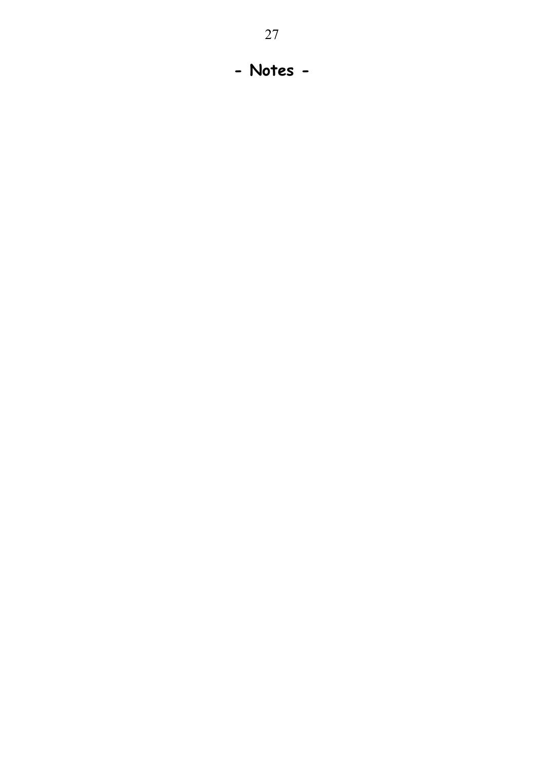# - Notes -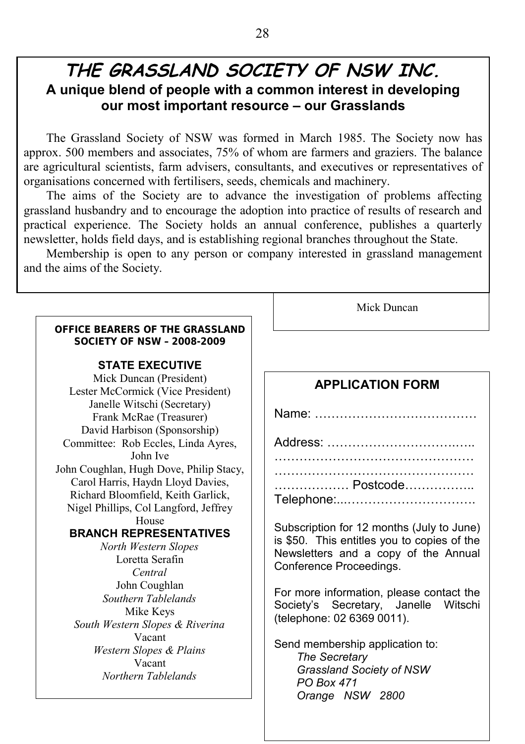# THE GRASSLAND SOCIETY OF NSW INC.

**A unique blend of people with a common interest in developing our most important resource – our Grasslands**

The Grassland Society of NSW was formed in March 1985. The Society now has approx. 500 members and associates, 75% of whom are farmers and graziers. The balance are agricultural scientists, farm advisers, consultants, and executives or representatives of organisations concerned with fertilisers, seeds, chemicals and machinery.

The aims of the Society are to advance the investigation of problems affecting grassland husbandry and to encourage the adoption into practice of results of research and practical experience. The Society holds an annual conference, publishes a quarterly newsletter, holds field days, and is establishing regional branches throughout the State.

Membership is open to any person or company interested in grassland management and the aims of the Society.

Mick Duncan

**OFFICE BEARERS OF THE GRASSLAND SOCIETY OF NSW – 2008-2009**

**STATE EXECUTIVE**

Mick Duncan (President)
Lester McCormick (Vice President)
Janelle Witschi (Secretary)
Frank McRae (Treasurer)
David Harbison (Sponsorship)
Committee: Rob Eccles, Linda Ayres, John Ive
John Coughlan, Hugh Dove, Philip Stacy, Carol Harris, Haydn Lloyd Davies, Richard Bloomfield, Keith Garlick, Nigel Phillips, Col Langford, Jeffrey House

**BRANCH REPRESENTATIVES**

*North Western Slopes*
Loretta Serafin
*Central*
John Coughlan
*Southern Tablelands*
Mike Keys
*South Western Slopes & Riverina*
Vacant
*Western Slopes & Plains*
Vacant
*Northern Tablelands*

## APPLICATION FORM

Name: …………………………………

Address: ……………………………..
…………………………………………
…………………………………………
……………… Postcode……………..
Telephone:..………………………….

Subscription for 12 months (July to June) is $50. This entitles you to copies of the Newsletters and a copy of the Annual Conference Proceedings.

For more information, please contact the Society's Secretary, Janelle Witschi (telephone: 02 6369 0011).

Send membership application to:
*The Secretary*
*Grassland Society of NSW*
*PO Box 471*
*Orange NSW 2800*